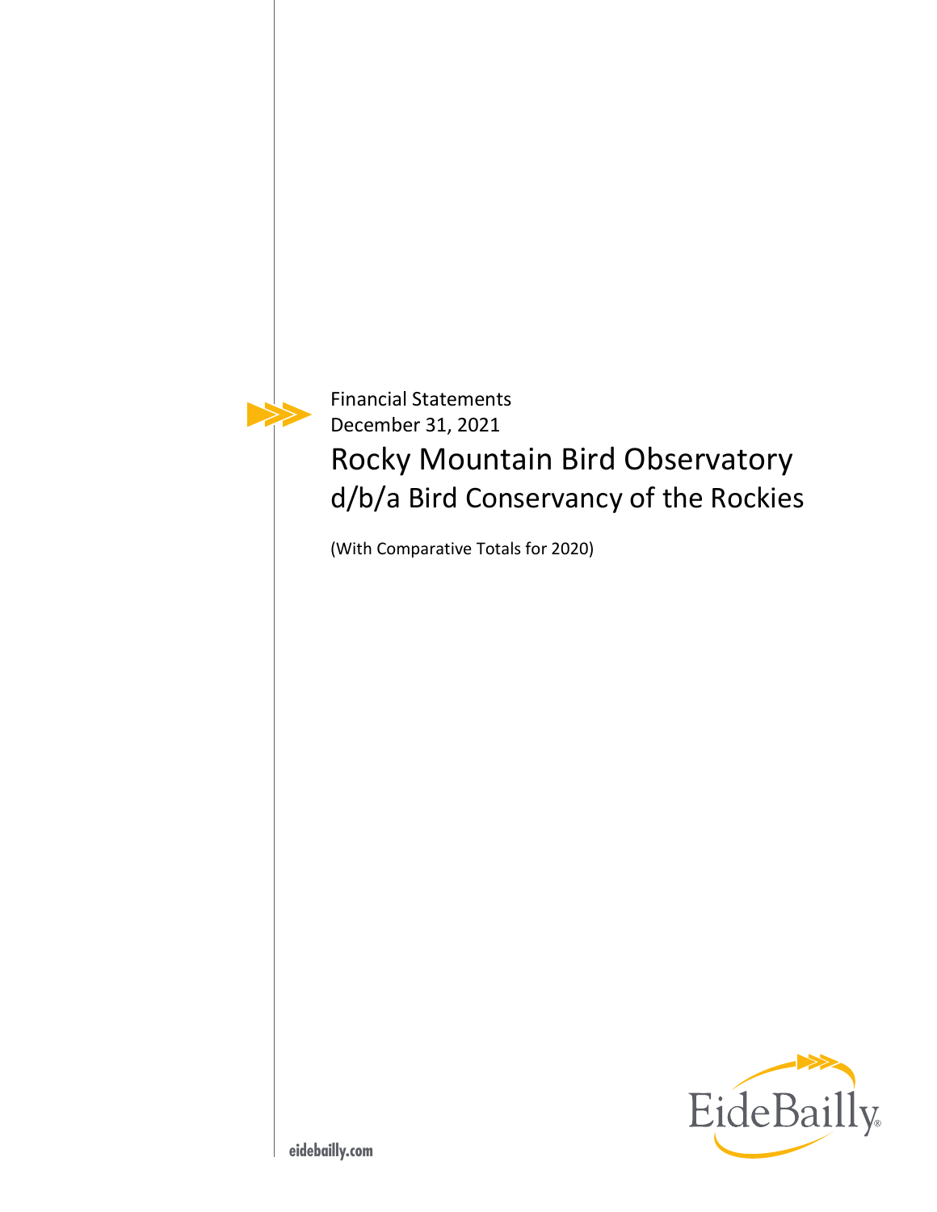Financial Statements
December 31, 2021

# Rocky Mountain Bird Observatory
## d/b/a Bird Conservancy of the Rockies

(With Comparative Totals for 2020)

EideBailly

eidebailly.com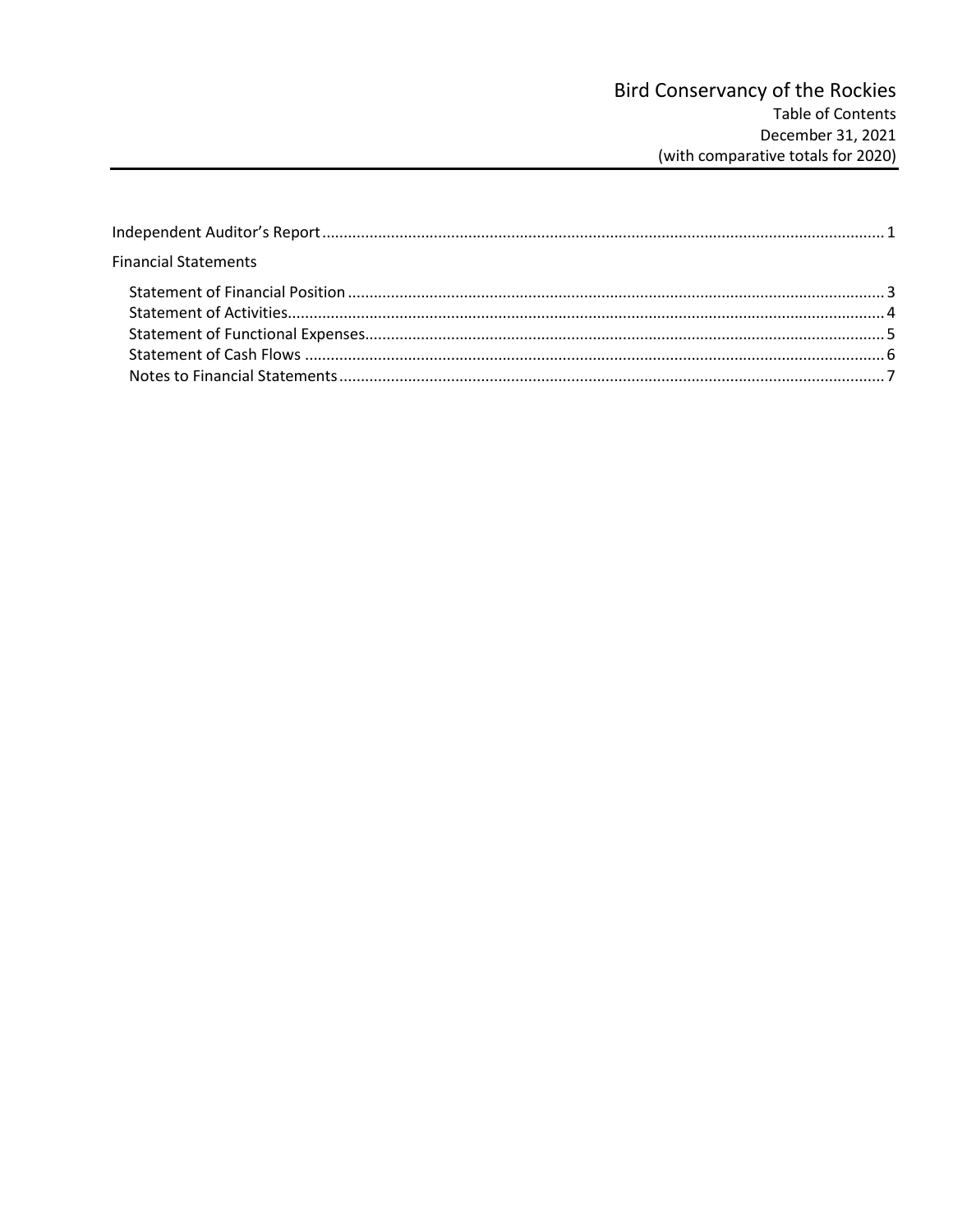# Bird Conservancy of the Rockies

Table of Contents
December 31, 2021
(with comparative totals for 2020)

| | |
|---|---|
| Independent Auditor's Report | 1 |
| Financial Statements | |
| Statement of Financial Position | 3 |
| Statement of Activities | 4 |
| Statement of Functional Expenses | 5 |
| Statement of Cash Flows | 6 |
| Notes to Financial Statements | 7 |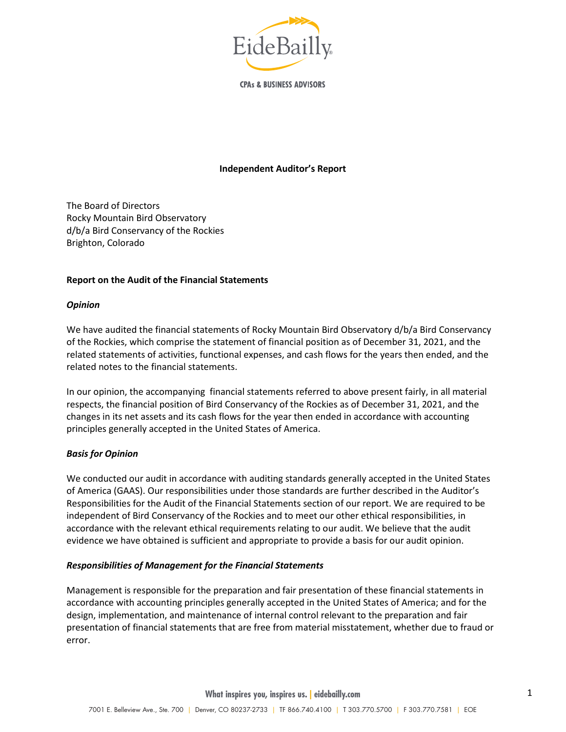**CPAs & BUSINESS ADVISORS**

**Independent Auditor's Report**

The Board of Directors
Rocky Mountain Bird Observatory
d/b/a Bird Conservancy of the Rockies
Brighton, Colorado

**Report on the Audit of the Financial Statements**

***Opinion***

We have audited the financial statements of Rocky Mountain Bird Observatory d/b/a Bird Conservancy of the Rockies, which comprise the statement of financial position as of December 31, 2021, and the related statements of activities, functional expenses, and cash flows for the years then ended, and the related notes to the financial statements.

In our opinion, the accompanying financial statements referred to above present fairly, in all material respects, the financial position of Bird Conservancy of the Rockies as of December 31, 2021, and the changes in its net assets and its cash flows for the year then ended in accordance with accounting principles generally accepted in the United States of America.

***Basis for Opinion***

We conducted our audit in accordance with auditing standards generally accepted in the United States of America (GAAS). Our responsibilities under those standards are further described in the Auditor's Responsibilities for the Audit of the Financial Statements section of our report. We are required to be independent of Bird Conservancy of the Rockies and to meet our other ethical responsibilities, in accordance with the relevant ethical requirements relating to our audit. We believe that the audit evidence we have obtained is sufficient and appropriate to provide a basis for our audit opinion.

***Responsibilities of Management for the Financial Statements***

Management is responsible for the preparation and fair presentation of these financial statements in accordance with accounting principles generally accepted in the United States of America; and for the design, implementation, and maintenance of internal control relevant to the preparation and fair presentation of financial statements that are free from material misstatement, whether due to fraud or error.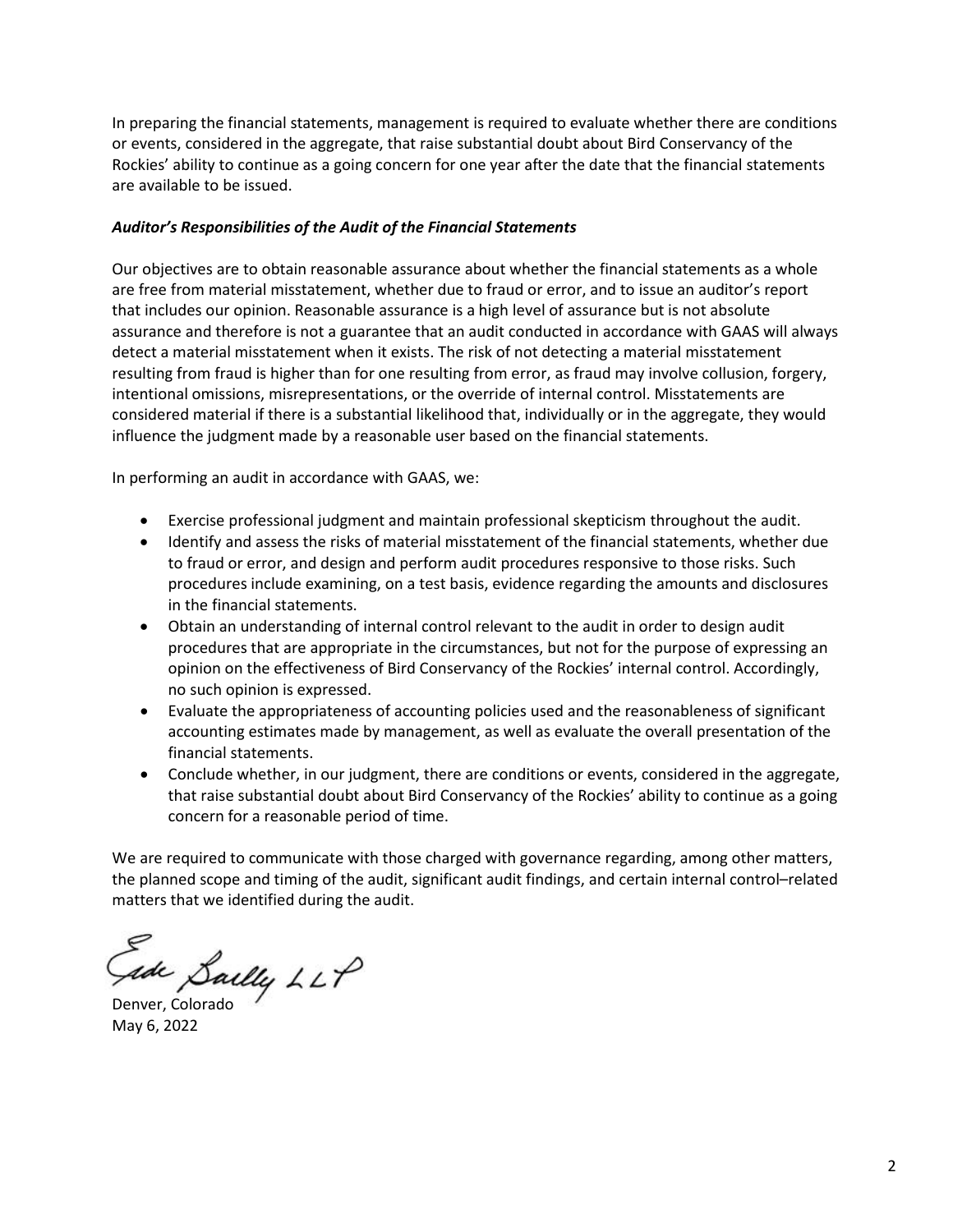In preparing the financial statements, management is required to evaluate whether there are conditions or events, considered in the aggregate, that raise substantial doubt about Bird Conservancy of the Rockies' ability to continue as a going concern for one year after the date that the financial statements are available to be issued.

***Auditor's Responsibilities of the Audit of the Financial Statements***

Our objectives are to obtain reasonable assurance about whether the financial statements as a whole are free from material misstatement, whether due to fraud or error, and to issue an auditor's report that includes our opinion. Reasonable assurance is a high level of assurance but is not absolute assurance and therefore is not a guarantee that an audit conducted in accordance with GAAS will always detect a material misstatement when it exists. The risk of not detecting a material misstatement resulting from fraud is higher than for one resulting from error, as fraud may involve collusion, forgery, intentional omissions, misrepresentations, or the override of internal control. Misstatements are considered material if there is a substantial likelihood that, individually or in the aggregate, they would influence the judgment made by a reasonable user based on the financial statements.

In performing an audit in accordance with GAAS, we:

- Exercise professional judgment and maintain professional skepticism throughout the audit.
- Identify and assess the risks of material misstatement of the financial statements, whether due to fraud or error, and design and perform audit procedures responsive to those risks. Such procedures include examining, on a test basis, evidence regarding the amounts and disclosures in the financial statements.
- Obtain an understanding of internal control relevant to the audit in order to design audit procedures that are appropriate in the circumstances, but not for the purpose of expressing an opinion on the effectiveness of Bird Conservancy of the Rockies' internal control. Accordingly, no such opinion is expressed.
- Evaluate the appropriateness of accounting policies used and the reasonableness of significant accounting estimates made by management, as well as evaluate the overall presentation of the financial statements.
- Conclude whether, in our judgment, there are conditions or events, considered in the aggregate, that raise substantial doubt about Bird Conservancy of the Rockies' ability to continue as a going concern for a reasonable period of time.

We are required to communicate with those charged with governance regarding, among other matters, the planned scope and timing of the audit, significant audit findings, and certain internal control–related matters that we identified during the audit.

Eide Bailly LLP

Denver, Colorado
May 6, 2022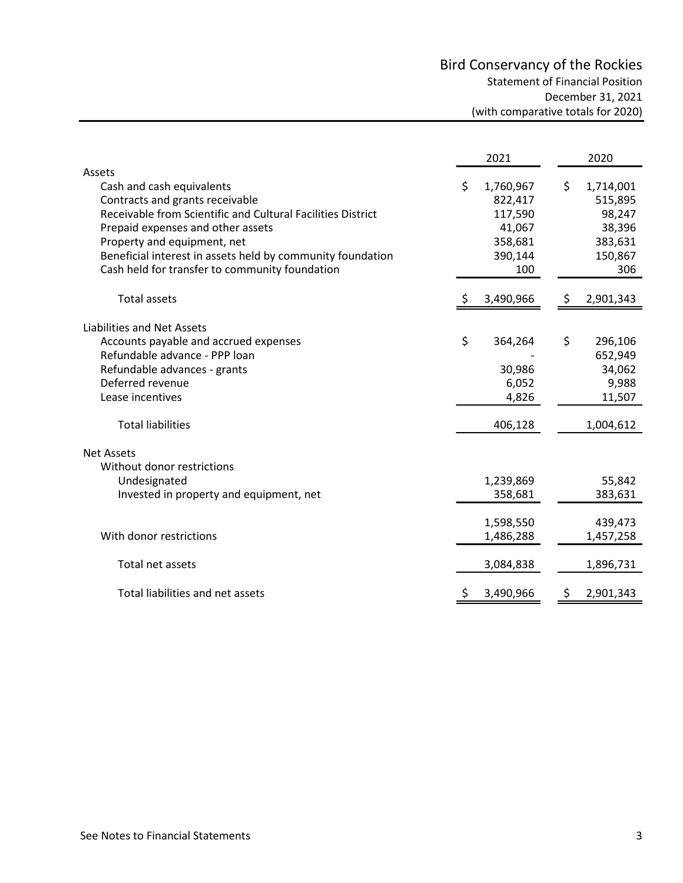# Bird Conservancy of the Rockies

## Statement of Financial Position

December 31, 2021

(with comparative totals for 2020)

| | 2021 | 2020 |
|---|---|---|
| **Assets** | | |
| Cash and cash equivalents | $ 1,760,967 | $ 1,714,001 |
| Contracts and grants receivable | 822,417 | 515,895 |
| Receivable from Scientific and Cultural Facilities District | 117,590 | 98,247 |
| Prepaid expenses and other assets | 41,067 | 38,396 |
| Property and equipment, net | 358,681 | 383,631 |
| Beneficial interest in assets held by community foundation | 390,144 | 150,867 |
| Cash held for transfer to community foundation | 100 | 306 |
| Total assets | $ 3,490,966 | $ 2,901,343 |
| **Liabilities and Net Assets** | | |
| Accounts payable and accrued expenses | $ 364,264 | $ 296,106 |
| Refundable advance - PPP loan | - | 652,949 |
| Refundable advances - grants | 30,986 | 34,062 |
| Deferred revenue | 6,052 | 9,988 |
| Lease incentives | 4,826 | 11,507 |
| Total liabilities | 406,128 | 1,004,612 |
| **Net Assets** | | |
| Without donor restrictions | | |
| Undesignated | 1,239,869 | 55,842 |
| Invested in property and equipment, net | 358,681 | 383,631 |
| | 1,598,550 | 439,473 |
| With donor restrictions | 1,486,288 | 1,457,258 |
| Total net assets | 3,084,838 | 1,896,731 |
| Total liabilities and net assets | $ 3,490,966 | $ 2,901,343 |

See Notes to Financial Statements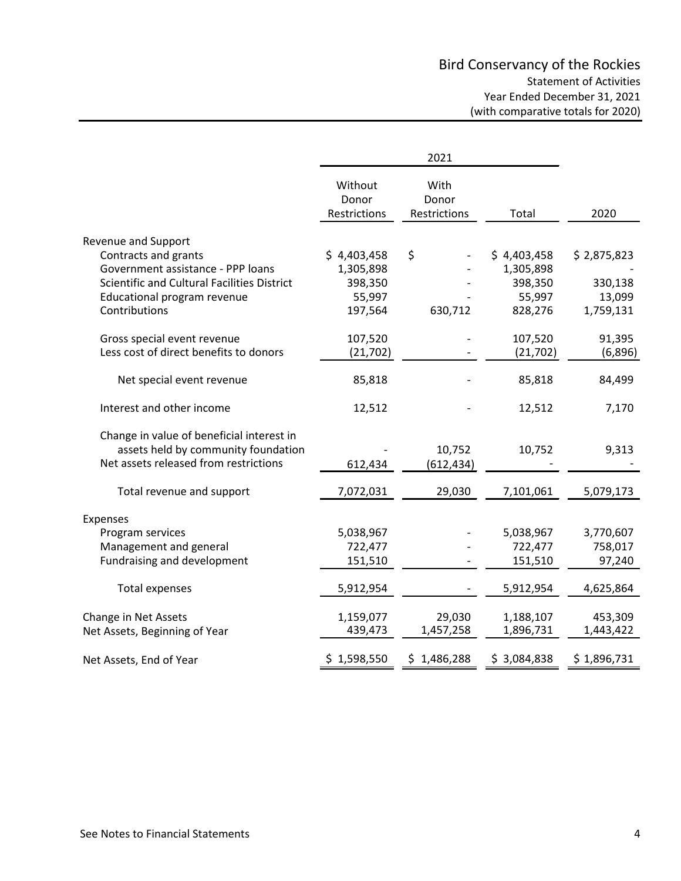# Bird Conservancy of the Rockies

Statement of Activities
Year Ended December 31, 2021
(with comparative totals for 2020)

| | 2021 | | | |
|---|---|---|---|---|
| | Without Donor Restrictions | With Donor Restrictions | Total | 2020 |
| **Revenue and Support** | | | | |
| Contracts and grants | $ 4,403,458 | $ - | $ 4,403,458 | $ 2,875,823 |
| Government assistance - PPP loans | 1,305,898 | - | 1,305,898 | - |
| Scientific and Cultural Facilities District | 398,350 | - | 398,350 | 330,138 |
| Educational program revenue | 55,997 | - | 55,997 | 13,099 |
| Contributions | 197,564 | 630,712 | 828,276 | 1,759,131 |
| Gross special event revenue | 107,520 | - | 107,520 | 91,395 |
| Less cost of direct benefits to donors | (21,702) | - | (21,702) | (6,896) |
| Net special event revenue | 85,818 | - | 85,818 | 84,499 |
| Interest and other income | 12,512 | - | 12,512 | 7,170 |
| Change in value of beneficial interest in assets held by community foundation | - | 10,752 | 10,752 | 9,313 |
| Net assets released from restrictions | 612,434 | (612,434) | - | - |
| Total revenue and support | 7,072,031 | 29,030 | 7,101,061 | 5,079,173 |
| **Expenses** | | | | |
| Program services | 5,038,967 | - | 5,038,967 | 3,770,607 |
| Management and general | 722,477 | - | 722,477 | 758,017 |
| Fundraising and development | 151,510 | - | 151,510 | 97,240 |
| Total expenses | 5,912,954 | - | 5,912,954 | 4,625,864 |
| Change in Net Assets | 1,159,077 | 29,030 | 1,188,107 | 453,309 |
| Net Assets, Beginning of Year | 439,473 | 1,457,258 | 1,896,731 | 1,443,422 |
| Net Assets, End of Year | $ 1,598,550 | $ 1,486,288 | $ 3,084,838 | $ 1,896,731 |

See Notes to Financial Statements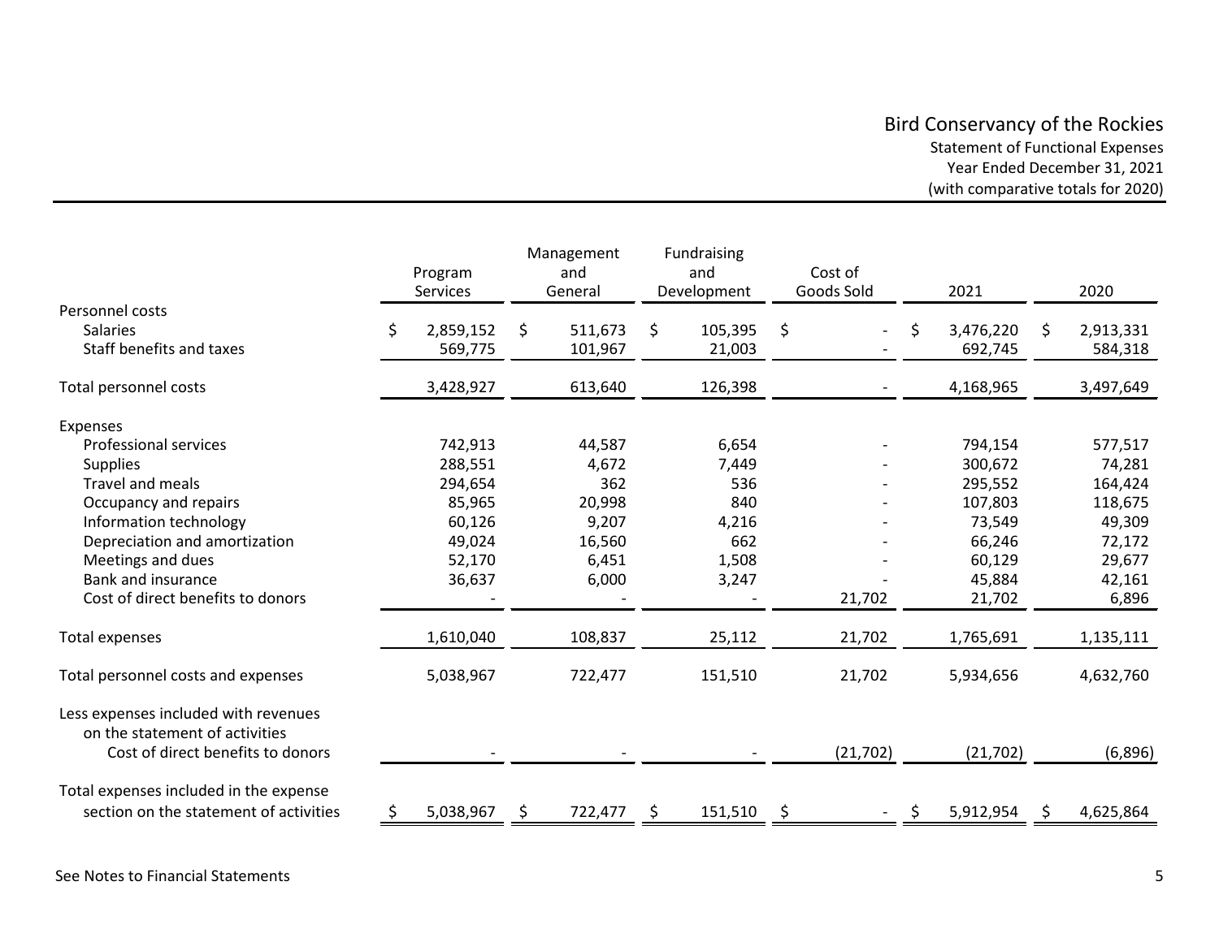# Bird Conservancy of the Rockies

## Statement of Functional Expenses

Year Ended December 31, 2021

(with comparative totals for 2020)

| | Program Services | Management and General | Fundraising and Development | Cost of Goods Sold | 2021 | 2020 |
|---|---|---|---|---|---|---|
| **Personnel costs** | | | | | | |
| Salaries | $ 2,859,152 | $ 511,673 | $ 105,395 | $ - | $ 3,476,220 | $ 2,913,331 |
| Staff benefits and taxes | 569,775 | 101,967 | 21,003 | - | 692,745 | 584,318 |
| Total personnel costs | 3,428,927 | 613,640 | 126,398 | - | 4,168,965 | 3,497,649 |
| **Expenses** | | | | | | |
| Professional services | 742,913 | 44,587 | 6,654 | - | 794,154 | 577,517 |
| Supplies | 288,551 | 4,672 | 7,449 | - | 300,672 | 74,281 |
| Travel and meals | 294,654 | 362 | 536 | - | 295,552 | 164,424 |
| Occupancy and repairs | 85,965 | 20,998 | 840 | - | 107,803 | 118,675 |
| Information technology | 60,126 | 9,207 | 4,216 | - | 73,549 | 49,309 |
| Depreciation and amortization | 49,024 | 16,560 | 662 | - | 66,246 | 72,172 |
| Meetings and dues | 52,170 | 6,451 | 1,508 | - | 60,129 | 29,677 |
| Bank and insurance | 36,637 | 6,000 | 3,247 | - | 45,884 | 42,161 |
| Cost of direct benefits to donors | - | - | - | 21,702 | 21,702 | 6,896 |
| Total expenses | 1,610,040 | 108,837 | 25,112 | 21,702 | 1,765,691 | 1,135,111 |
| Total personnel costs and expenses | 5,038,967 | 722,477 | 151,510 | 21,702 | 5,934,656 | 4,632,760 |
| Less expenses included with revenues on the statement of activities | | | | | | |
| Cost of direct benefits to donors | - | - | - | (21,702) | (21,702) | (6,896) |
| Total expenses included in the expense section on the statement of activities | $ 5,038,967 | $ 722,477 | $ 151,510 | $ - | $ 5,912,954 | $ 4,625,864 |

See Notes to Financial Statements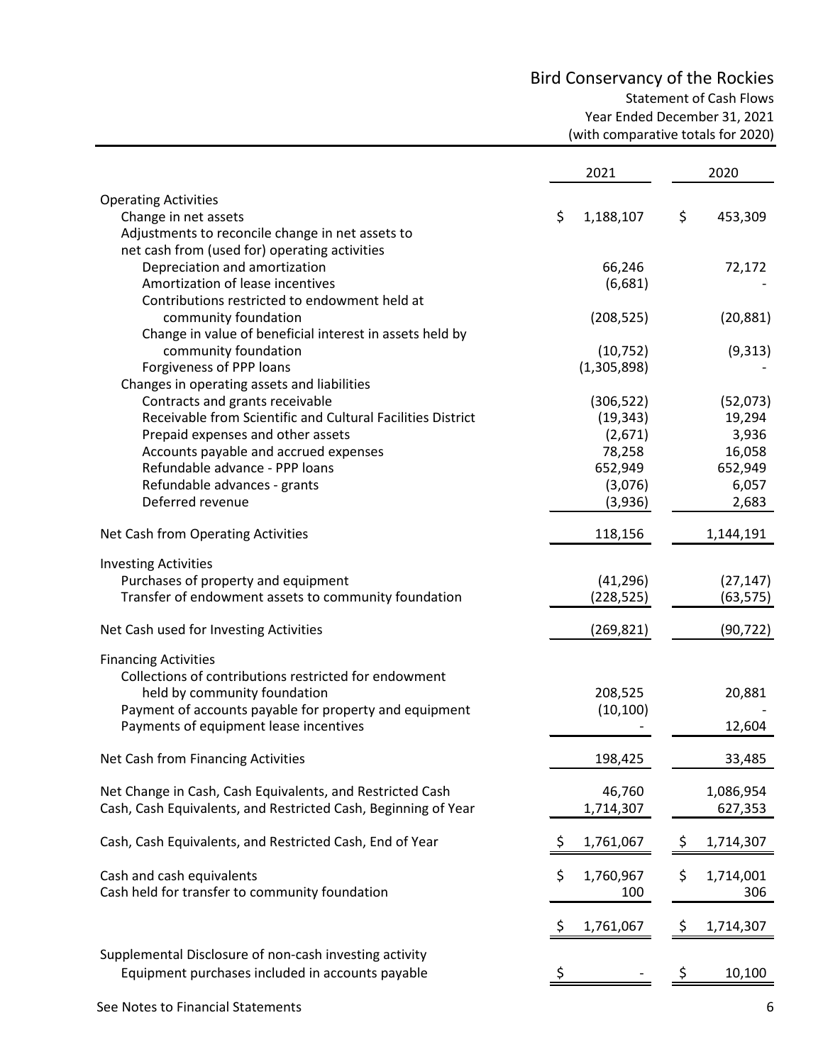# Bird Conservancy of the Rockies

Statement of Cash Flows
Year Ended December 31, 2021
(with comparative totals for 2020)

| | 2021 | 2020 |
|---|---|---|
| **Operating Activities** | | |
| Change in net assets | $ 1,188,107 | $ 453,309 |
| Adjustments to reconcile change in net assets to net cash from (used for) operating activities | | |
| Depreciation and amortization | 66,246 | 72,172 |
| Amortization of lease incentives | (6,681) | - |
| Contributions restricted to endowment held at community foundation | (208,525) | (20,881) |
| Change in value of beneficial interest in assets held by community foundation | (10,752) | (9,313) |
| Forgiveness of PPP loans | (1,305,898) | - |
| Changes in operating assets and liabilities | | |
| Contracts and grants receivable | (306,522) | (52,073) |
| Receivable from Scientific and Cultural Facilities District | (19,343) | 19,294 |
| Prepaid expenses and other assets | (2,671) | 3,936 |
| Accounts payable and accrued expenses | 78,258 | 16,058 |
| Refundable advance - PPP loans | 652,949 | 652,949 |
| Refundable advances - grants | (3,076) | 6,057 |
| Deferred revenue | (3,936) | 2,683 |
| Net Cash from Operating Activities | 118,156 | 1,144,191 |
| **Investing Activities** | | |
| Purchases of property and equipment | (41,296) | (27,147) |
| Transfer of endowment assets to community foundation | (228,525) | (63,575) |
| Net Cash used for Investing Activities | (269,821) | (90,722) |
| **Financing Activities** | | |
| Collections of contributions restricted for endowment held by community foundation | 208,525 | 20,881 |
| Payment of accounts payable for property and equipment | (10,100) | - |
| Payments of equipment lease incentives | - | 12,604 |
| Net Cash from Financing Activities | 198,425 | 33,485 |
| Net Change in Cash, Cash Equivalents, and Restricted Cash | 46,760 | 1,086,954 |
| Cash, Cash Equivalents, and Restricted Cash, Beginning of Year | 1,714,307 | 627,353 |
| Cash, Cash Equivalents, and Restricted Cash, End of Year | $ 1,761,067 | $ 1,714,307 |
| Cash and cash equivalents | $ 1,760,967 | $ 1,714,001 |
| Cash held for transfer to community foundation | 100 | 306 |
| | $ 1,761,067 | $ 1,714,307 |
| Supplemental Disclosure of non-cash investing activity | | |
| Equipment purchases included in accounts payable | $ - | $ 10,100 |

See Notes to Financial Statements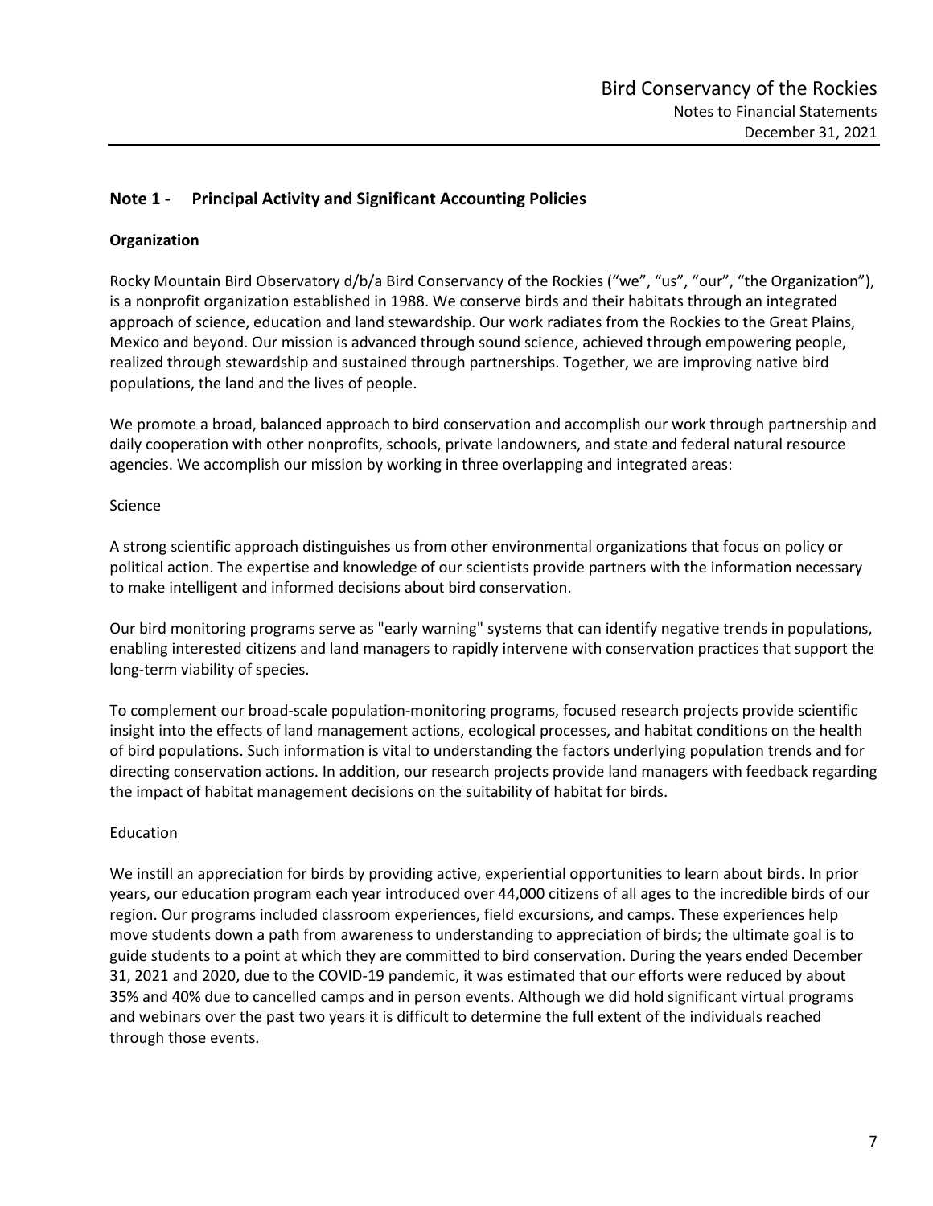## Note 1 - Principal Activity and Significant Accounting Policies

### Organization

Rocky Mountain Bird Observatory d/b/a Bird Conservancy of the Rockies ("we", "us", "our", "the Organization"), is a nonprofit organization established in 1988. We conserve birds and their habitats through an integrated approach of science, education and land stewardship. Our work radiates from the Rockies to the Great Plains, Mexico and beyond. Our mission is advanced through sound science, achieved through empowering people, realized through stewardship and sustained through partnerships. Together, we are improving native bird populations, the land and the lives of people.

We promote a broad, balanced approach to bird conservation and accomplish our work through partnership and daily cooperation with other nonprofits, schools, private landowners, and state and federal natural resource agencies. We accomplish our mission by working in three overlapping and integrated areas:

Science

A strong scientific approach distinguishes us from other environmental organizations that focus on policy or political action. The expertise and knowledge of our scientists provide partners with the information necessary to make intelligent and informed decisions about bird conservation.

Our bird monitoring programs serve as "early warning" systems that can identify negative trends in populations, enabling interested citizens and land managers to rapidly intervene with conservation practices that support the long-term viability of species.

To complement our broad-scale population-monitoring programs, focused research projects provide scientific insight into the effects of land management actions, ecological processes, and habitat conditions on the health of bird populations. Such information is vital to understanding the factors underlying population trends and for directing conservation actions. In addition, our research projects provide land managers with feedback regarding the impact of habitat management decisions on the suitability of habitat for birds.

Education

We instill an appreciation for birds by providing active, experiential opportunities to learn about birds. In prior years, our education program each year introduced over 44,000 citizens of all ages to the incredible birds of our region. Our programs included classroom experiences, field excursions, and camps. These experiences help move students down a path from awareness to understanding to appreciation of birds; the ultimate goal is to guide students to a point at which they are committed to bird conservation. During the years ended December 31, 2021 and 2020, due to the COVID-19 pandemic, it was estimated that our efforts were reduced by about 35% and 40% due to cancelled camps and in person events. Although we did hold significant virtual programs and webinars over the past two years it is difficult to determine the full extent of the individuals reached through those events.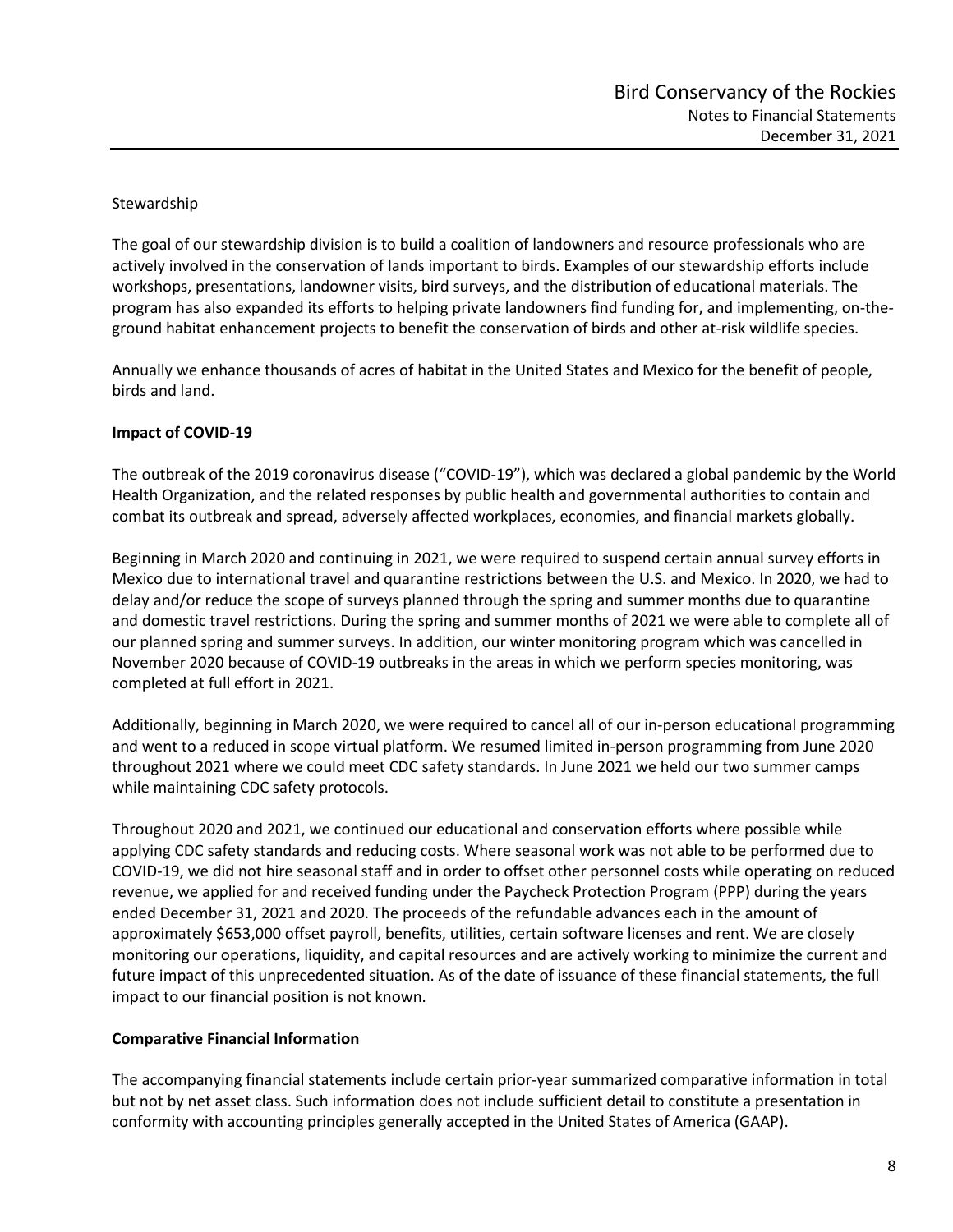Stewardship

The goal of our stewardship division is to build a coalition of landowners and resource professionals who are actively involved in the conservation of lands important to birds. Examples of our stewardship efforts include workshops, presentations, landowner visits, bird surveys, and the distribution of educational materials. The program has also expanded its efforts to helping private landowners find funding for, and implementing, on-the-ground habitat enhancement projects to benefit the conservation of birds and other at-risk wildlife species.

Annually we enhance thousands of acres of habitat in the United States and Mexico for the benefit of people, birds and land.

**Impact of COVID-19**

The outbreak of the 2019 coronavirus disease ("COVID-19"), which was declared a global pandemic by the World Health Organization, and the related responses by public health and governmental authorities to contain and combat its outbreak and spread, adversely affected workplaces, economies, and financial markets globally.

Beginning in March 2020 and continuing in 2021, we were required to suspend certain annual survey efforts in Mexico due to international travel and quarantine restrictions between the U.S. and Mexico. In 2020, we had to delay and/or reduce the scope of surveys planned through the spring and summer months due to quarantine and domestic travel restrictions. During the spring and summer months of 2021 we were able to complete all of our planned spring and summer surveys. In addition, our winter monitoring program which was cancelled in November 2020 because of COVID-19 outbreaks in the areas in which we perform species monitoring, was completed at full effort in 2021.

Additionally, beginning in March 2020, we were required to cancel all of our in-person educational programming and went to a reduced in scope virtual platform. We resumed limited in-person programming from June 2020 throughout 2021 where we could meet CDC safety standards. In June 2021 we held our two summer camps while maintaining CDC safety protocols.

Throughout 2020 and 2021, we continued our educational and conservation efforts where possible while applying CDC safety standards and reducing costs. Where seasonal work was not able to be performed due to COVID-19, we did not hire seasonal staff and in order to offset other personnel costs while operating on reduced revenue, we applied for and received funding under the Paycheck Protection Program (PPP) during the years ended December 31, 2021 and 2020. The proceeds of the refundable advances each in the amount of approximately $653,000 offset payroll, benefits, utilities, certain software licenses and rent. We are closely monitoring our operations, liquidity, and capital resources and are actively working to minimize the current and future impact of this unprecedented situation. As of the date of issuance of these financial statements, the full impact to our financial position is not known.

**Comparative Financial Information**

The accompanying financial statements include certain prior-year summarized comparative information in total but not by net asset class. Such information does not include sufficient detail to constitute a presentation in conformity with accounting principles generally accepted in the United States of America (GAAP).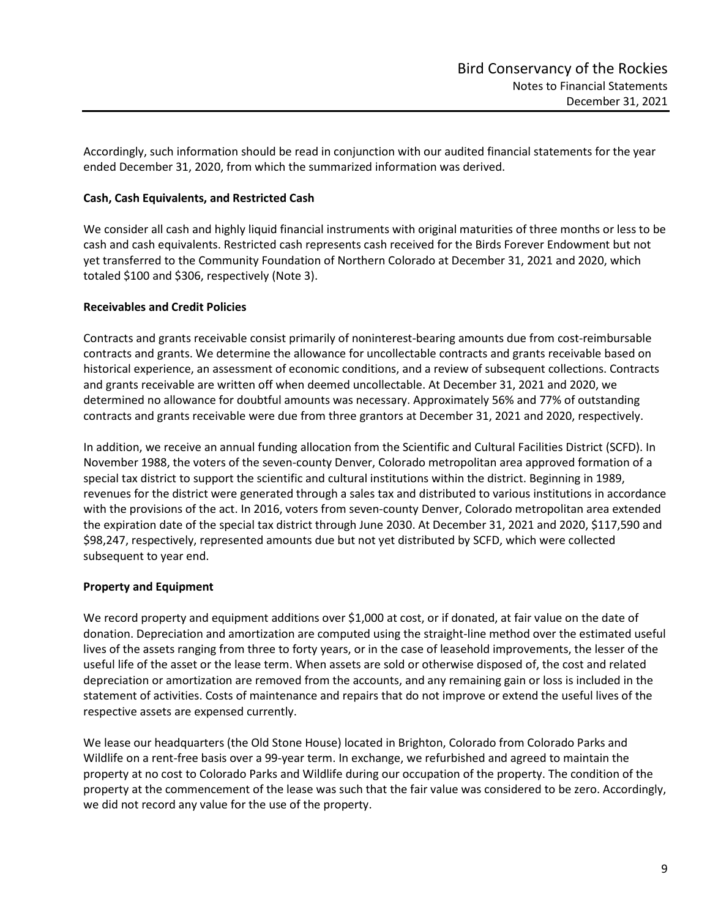Accordingly, such information should be read in conjunction with our audited financial statements for the year ended December 31, 2020, from which the summarized information was derived.

**Cash, Cash Equivalents, and Restricted Cash**

We consider all cash and highly liquid financial instruments with original maturities of three months or less to be cash and cash equivalents. Restricted cash represents cash received for the Birds Forever Endowment but not yet transferred to the Community Foundation of Northern Colorado at December 31, 2021 and 2020, which totaled $100 and $306, respectively (Note 3).

**Receivables and Credit Policies**

Contracts and grants receivable consist primarily of noninterest-bearing amounts due from cost-reimbursable contracts and grants. We determine the allowance for uncollectable contracts and grants receivable based on historical experience, an assessment of economic conditions, and a review of subsequent collections. Contracts and grants receivable are written off when deemed uncollectable. At December 31, 2021 and 2020, we determined no allowance for doubtful amounts was necessary. Approximately 56% and 77% of outstanding contracts and grants receivable were due from three grantors at December 31, 2021 and 2020, respectively.

In addition, we receive an annual funding allocation from the Scientific and Cultural Facilities District (SCFD). In November 1988, the voters of the seven-county Denver, Colorado metropolitan area approved formation of a special tax district to support the scientific and cultural institutions within the district. Beginning in 1989, revenues for the district were generated through a sales tax and distributed to various institutions in accordance with the provisions of the act. In 2016, voters from seven-county Denver, Colorado metropolitan area extended the expiration date of the special tax district through June 2030. At December 31, 2021 and 2020, $117,590 and $98,247, respectively, represented amounts due but not yet distributed by SCFD, which were collected subsequent to year end.

**Property and Equipment**

We record property and equipment additions over $1,000 at cost, or if donated, at fair value on the date of donation. Depreciation and amortization are computed using the straight-line method over the estimated useful lives of the assets ranging from three to forty years, or in the case of leasehold improvements, the lesser of the useful life of the asset or the lease term. When assets are sold or otherwise disposed of, the cost and related depreciation or amortization are removed from the accounts, and any remaining gain or loss is included in the statement of activities. Costs of maintenance and repairs that do not improve or extend the useful lives of the respective assets are expensed currently.

We lease our headquarters (the Old Stone House) located in Brighton, Colorado from Colorado Parks and Wildlife on a rent-free basis over a 99-year term. In exchange, we refurbished and agreed to maintain the property at no cost to Colorado Parks and Wildlife during our occupation of the property. The condition of the property at the commencement of the lease was such that the fair value was considered to be zero. Accordingly, we did not record any value for the use of the property.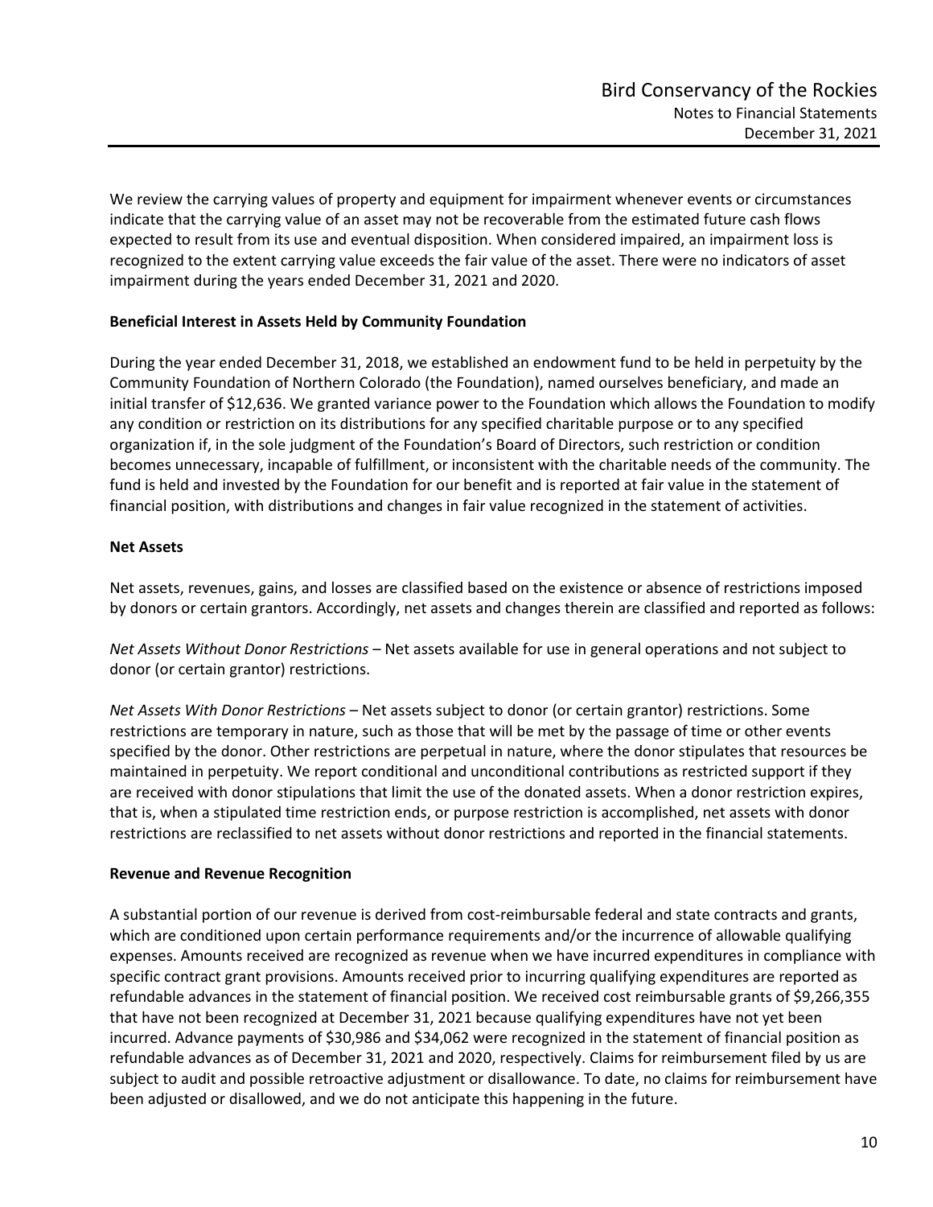We review the carrying values of property and equipment for impairment whenever events or circumstances indicate that the carrying value of an asset may not be recoverable from the estimated future cash flows expected to result from its use and eventual disposition. When considered impaired, an impairment loss is recognized to the extent carrying value exceeds the fair value of the asset. There were no indicators of asset impairment during the years ended December 31, 2021 and 2020.

**Beneficial Interest in Assets Held by Community Foundation**

During the year ended December 31, 2018, we established an endowment fund to be held in perpetuity by the Community Foundation of Northern Colorado (the Foundation), named ourselves beneficiary, and made an initial transfer of $12,636. We granted variance power to the Foundation which allows the Foundation to modify any condition or restriction on its distributions for any specified charitable purpose or to any specified organization if, in the sole judgment of the Foundation's Board of Directors, such restriction or condition becomes unnecessary, incapable of fulfillment, or inconsistent with the charitable needs of the community. The fund is held and invested by the Foundation for our benefit and is reported at fair value in the statement of financial position, with distributions and changes in fair value recognized in the statement of activities.

**Net Assets**

Net assets, revenues, gains, and losses are classified based on the existence or absence of restrictions imposed by donors or certain grantors. Accordingly, net assets and changes therein are classified and reported as follows:

*Net Assets Without Donor Restrictions* – Net assets available for use in general operations and not subject to donor (or certain grantor) restrictions.

*Net Assets With Donor Restrictions* – Net assets subject to donor (or certain grantor) restrictions. Some restrictions are temporary in nature, such as those that will be met by the passage of time or other events specified by the donor. Other restrictions are perpetual in nature, where the donor stipulates that resources be maintained in perpetuity. We report conditional and unconditional contributions as restricted support if they are received with donor stipulations that limit the use of the donated assets. When a donor restriction expires, that is, when a stipulated time restriction ends, or purpose restriction is accomplished, net assets with donor restrictions are reclassified to net assets without donor restrictions and reported in the financial statements.

**Revenue and Revenue Recognition**

A substantial portion of our revenue is derived from cost-reimbursable federal and state contracts and grants, which are conditioned upon certain performance requirements and/or the incurrence of allowable qualifying expenses. Amounts received are recognized as revenue when we have incurred expenditures in compliance with specific contract grant provisions. Amounts received prior to incurring qualifying expenditures are reported as refundable advances in the statement of financial position. We received cost reimbursable grants of $9,266,355 that have not been recognized at December 31, 2021 because qualifying expenditures have not yet been incurred. Advance payments of $30,986 and $34,062 were recognized in the statement of financial position as refundable advances as of December 31, 2021 and 2020, respectively. Claims for reimbursement filed by us are subject to audit and possible retroactive adjustment or disallowance. To date, no claims for reimbursement have been adjusted or disallowed, and we do not anticipate this happening in the future.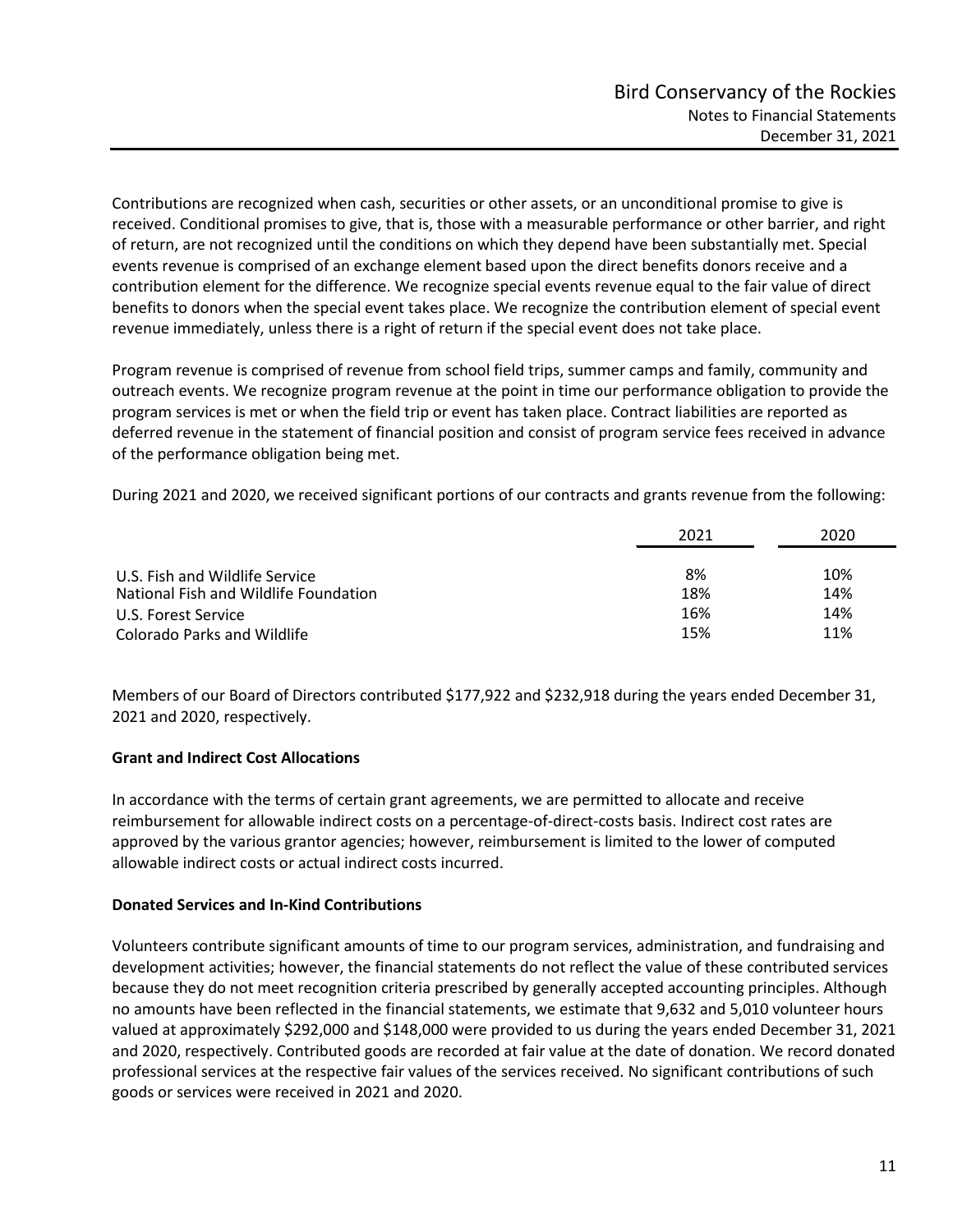Contributions are recognized when cash, securities or other assets, or an unconditional promise to give is received. Conditional promises to give, that is, those with a measurable performance or other barrier, and right of return, are not recognized until the conditions on which they depend have been substantially met. Special events revenue is comprised of an exchange element based upon the direct benefits donors receive and a contribution element for the difference. We recognize special events revenue equal to the fair value of direct benefits to donors when the special event takes place. We recognize the contribution element of special event revenue immediately, unless there is a right of return if the special event does not take place.

Program revenue is comprised of revenue from school field trips, summer camps and family, community and outreach events. We recognize program revenue at the point in time our performance obligation to provide the program services is met or when the field trip or event has taken place. Contract liabilities are reported as deferred revenue in the statement of financial position and consist of program service fees received in advance of the performance obligation being met.

During 2021 and 2020, we received significant portions of our contracts and grants revenue from the following:

| | 2021 | 2020 |
|---|---|---|
| U.S. Fish and Wildlife Service | 8% | 10% |
| National Fish and Wildlife Foundation | 18% | 14% |
| U.S. Forest Service | 16% | 14% |
| Colorado Parks and Wildlife | 15% | 11% |

Members of our Board of Directors contributed $177,922 and $232,918 during the years ended December 31, 2021 and 2020, respectively.

**Grant and Indirect Cost Allocations**

In accordance with the terms of certain grant agreements, we are permitted to allocate and receive reimbursement for allowable indirect costs on a percentage-of-direct-costs basis. Indirect cost rates are approved by the various grantor agencies; however, reimbursement is limited to the lower of computed allowable indirect costs or actual indirect costs incurred.

**Donated Services and In-Kind Contributions**

Volunteers contribute significant amounts of time to our program services, administration, and fundraising and development activities; however, the financial statements do not reflect the value of these contributed services because they do not meet recognition criteria prescribed by generally accepted accounting principles. Although no amounts have been reflected in the financial statements, we estimate that 9,632 and 5,010 volunteer hours valued at approximately $292,000 and $148,000 were provided to us during the years ended December 31, 2021 and 2020, respectively. Contributed goods are recorded at fair value at the date of donation. We record donated professional services at the respective fair values of the services received. No significant contributions of such goods or services were received in 2021 and 2020.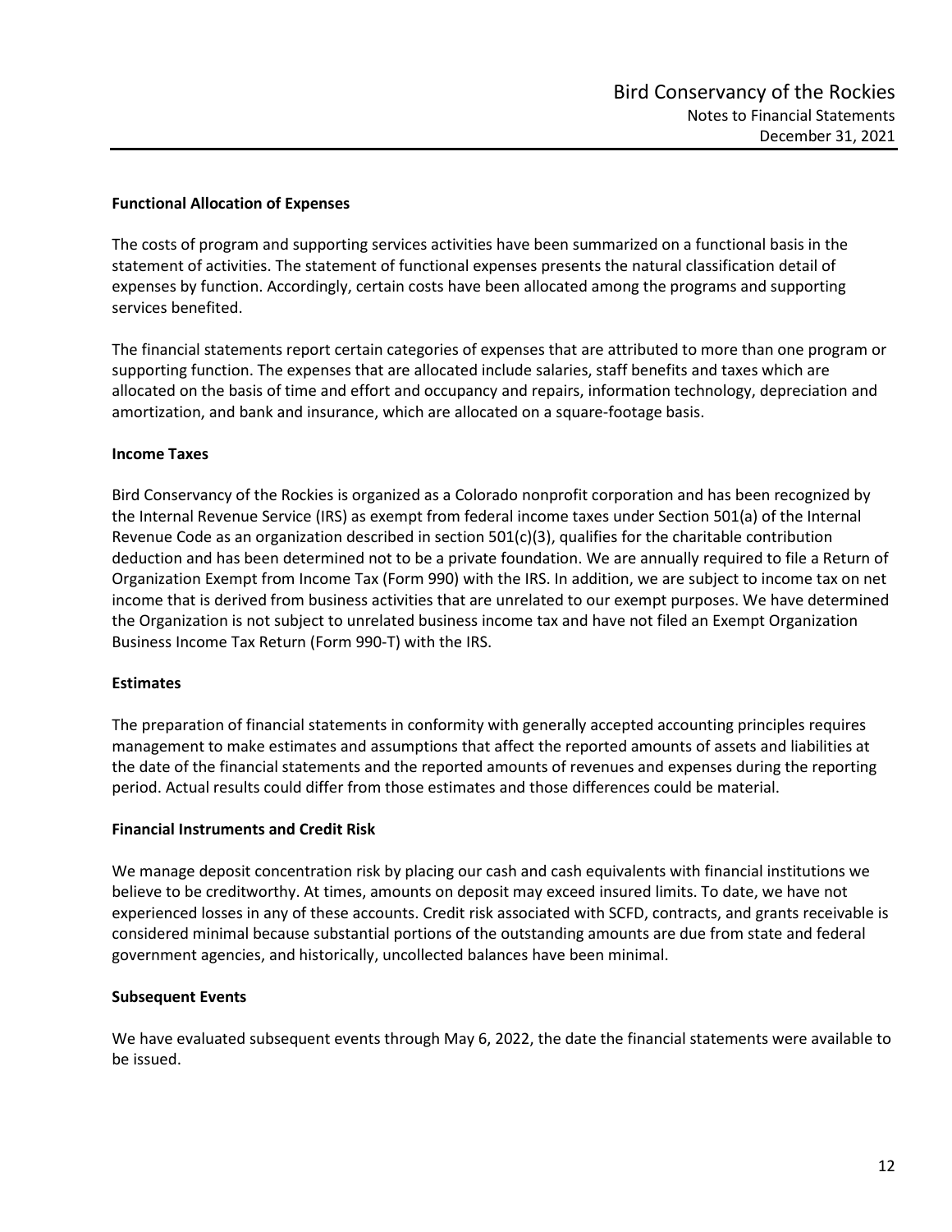### Functional Allocation of Expenses

The costs of program and supporting services activities have been summarized on a functional basis in the statement of activities. The statement of functional expenses presents the natural classification detail of expenses by function. Accordingly, certain costs have been allocated among the programs and supporting services benefited.

The financial statements report certain categories of expenses that are attributed to more than one program or supporting function. The expenses that are allocated include salaries, staff benefits and taxes which are allocated on the basis of time and effort and occupancy and repairs, information technology, depreciation and amortization, and bank and insurance, which are allocated on a square-footage basis.

### Income Taxes

Bird Conservancy of the Rockies is organized as a Colorado nonprofit corporation and has been recognized by the Internal Revenue Service (IRS) as exempt from federal income taxes under Section 501(a) of the Internal Revenue Code as an organization described in section 501(c)(3), qualifies for the charitable contribution deduction and has been determined not to be a private foundation. We are annually required to file a Return of Organization Exempt from Income Tax (Form 990) with the IRS. In addition, we are subject to income tax on net income that is derived from business activities that are unrelated to our exempt purposes. We have determined the Organization is not subject to unrelated business income tax and have not filed an Exempt Organization Business Income Tax Return (Form 990-T) with the IRS.

### Estimates

The preparation of financial statements in conformity with generally accepted accounting principles requires management to make estimates and assumptions that affect the reported amounts of assets and liabilities at the date of the financial statements and the reported amounts of revenues and expenses during the reporting period. Actual results could differ from those estimates and those differences could be material.

### Financial Instruments and Credit Risk

We manage deposit concentration risk by placing our cash and cash equivalents with financial institutions we believe to be creditworthy. At times, amounts on deposit may exceed insured limits. To date, we have not experienced losses in any of these accounts. Credit risk associated with SCFD, contracts, and grants receivable is considered minimal because substantial portions of the outstanding amounts are due from state and federal government agencies, and historically, uncollected balances have been minimal.

### Subsequent Events

We have evaluated subsequent events through May 6, 2022, the date the financial statements were available to be issued.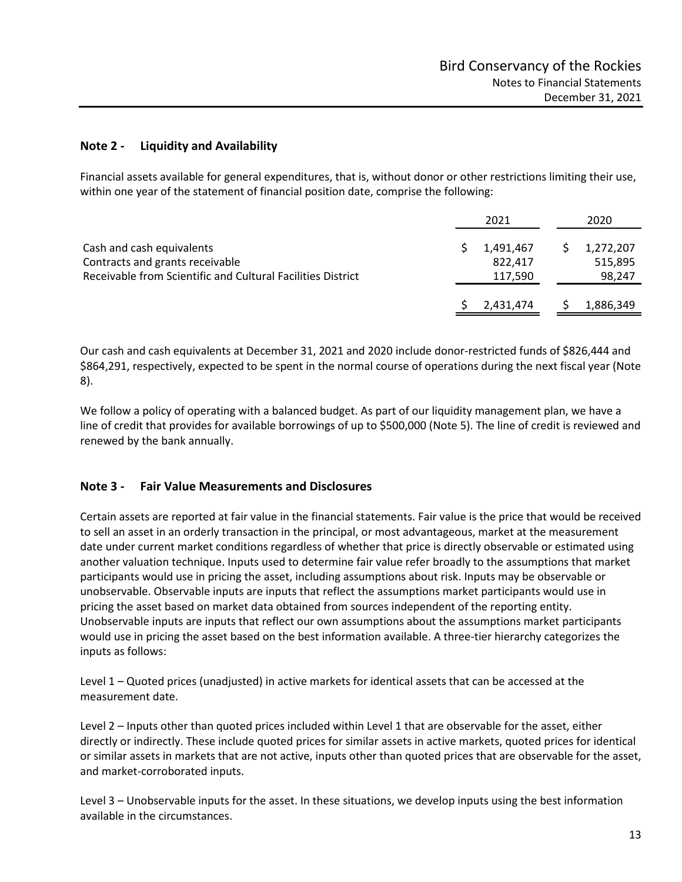## Note 2 - Liquidity and Availability

Financial assets available for general expenditures, that is, without donor or other restrictions limiting their use, within one year of the statement of financial position date, comprise the following:

| | 2021 | 2020 |
|---|---|---|
| Cash and cash equivalents | $ 1,491,467 | $ 1,272,207 |
| Contracts and grants receivable | 822,417 | 515,895 |
| Receivable from Scientific and Cultural Facilities District | 117,590 | 98,247 |
| | $ 2,431,474 | $ 1,886,349 |

Our cash and cash equivalents at December 31, 2021 and 2020 include donor-restricted funds of $826,444 and $864,291, respectively, expected to be spent in the normal course of operations during the next fiscal year (Note 8).

We follow a policy of operating with a balanced budget. As part of our liquidity management plan, we have a line of credit that provides for available borrowings of up to $500,000 (Note 5). The line of credit is reviewed and renewed by the bank annually.

## Note 3 - Fair Value Measurements and Disclosures

Certain assets are reported at fair value in the financial statements. Fair value is the price that would be received to sell an asset in an orderly transaction in the principal, or most advantageous, market at the measurement date under current market conditions regardless of whether that price is directly observable or estimated using another valuation technique. Inputs used to determine fair value refer broadly to the assumptions that market participants would use in pricing the asset, including assumptions about risk. Inputs may be observable or unobservable. Observable inputs are inputs that reflect the assumptions market participants would use in pricing the asset based on market data obtained from sources independent of the reporting entity. Unobservable inputs are inputs that reflect our own assumptions about the assumptions market participants would use in pricing the asset based on the best information available. A three-tier hierarchy categorizes the inputs as follows:

Level 1 – Quoted prices (unadjusted) in active markets for identical assets that can be accessed at the measurement date.

Level 2 – Inputs other than quoted prices included within Level 1 that are observable for the asset, either directly or indirectly. These include quoted prices for similar assets in active markets, quoted prices for identical or similar assets in markets that are not active, inputs other than quoted prices that are observable for the asset, and market-corroborated inputs.

Level 3 – Unobservable inputs for the asset. In these situations, we develop inputs using the best information available in the circumstances.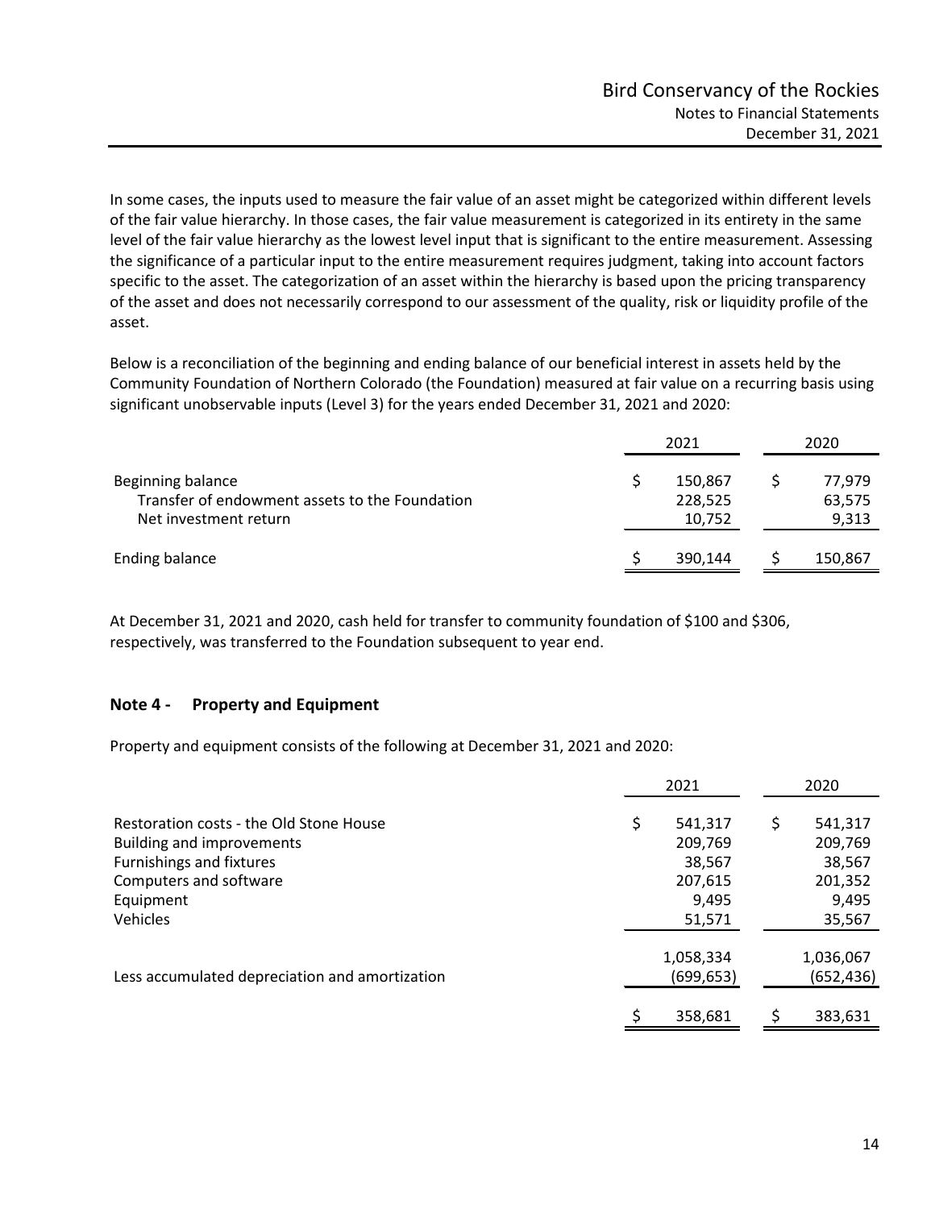In some cases, the inputs used to measure the fair value of an asset might be categorized within different levels of the fair value hierarchy. In those cases, the fair value measurement is categorized in its entirety in the same level of the fair value hierarchy as the lowest level input that is significant to the entire measurement. Assessing the significance of a particular input to the entire measurement requires judgment, taking into account factors specific to the asset. The categorization of an asset within the hierarchy is based upon the pricing transparency of the asset and does not necessarily correspond to our assessment of the quality, risk or liquidity profile of the asset.

Below is a reconciliation of the beginning and ending balance of our beneficial interest in assets held by the Community Foundation of Northern Colorado (the Foundation) measured at fair value on a recurring basis using significant unobservable inputs (Level 3) for the years ended December 31, 2021 and 2020:

| | 2021 | 2020 |
|---|---|---|
| Beginning balance | $ 150,867 | $ 77,979 |
| Transfer of endowment assets to the Foundation | 228,525 | 63,575 |
| Net investment return | 10,752 | 9,313 |
| Ending balance | $ 390,144 | $ 150,867 |

At December 31, 2021 and 2020, cash held for transfer to community foundation of $100 and $306, respectively, was transferred to the Foundation subsequent to year end.

## Note 4 - Property and Equipment

Property and equipment consists of the following at December 31, 2021 and 2020:

| | 2021 | 2020 |
|---|---|---|
| Restoration costs - the Old Stone House | $ 541,317 | $ 541,317 |
| Building and improvements | 209,769 | 209,769 |
| Furnishings and fixtures | 38,567 | 38,567 |
| Computers and software | 207,615 | 201,352 |
| Equipment | 9,495 | 9,495 |
| Vehicles | 51,571 | 35,567 |
| | 1,058,334 | 1,036,067 |
| Less accumulated depreciation and amortization | (699,653) | (652,436) |
| | $ 358,681 | $ 383,631 |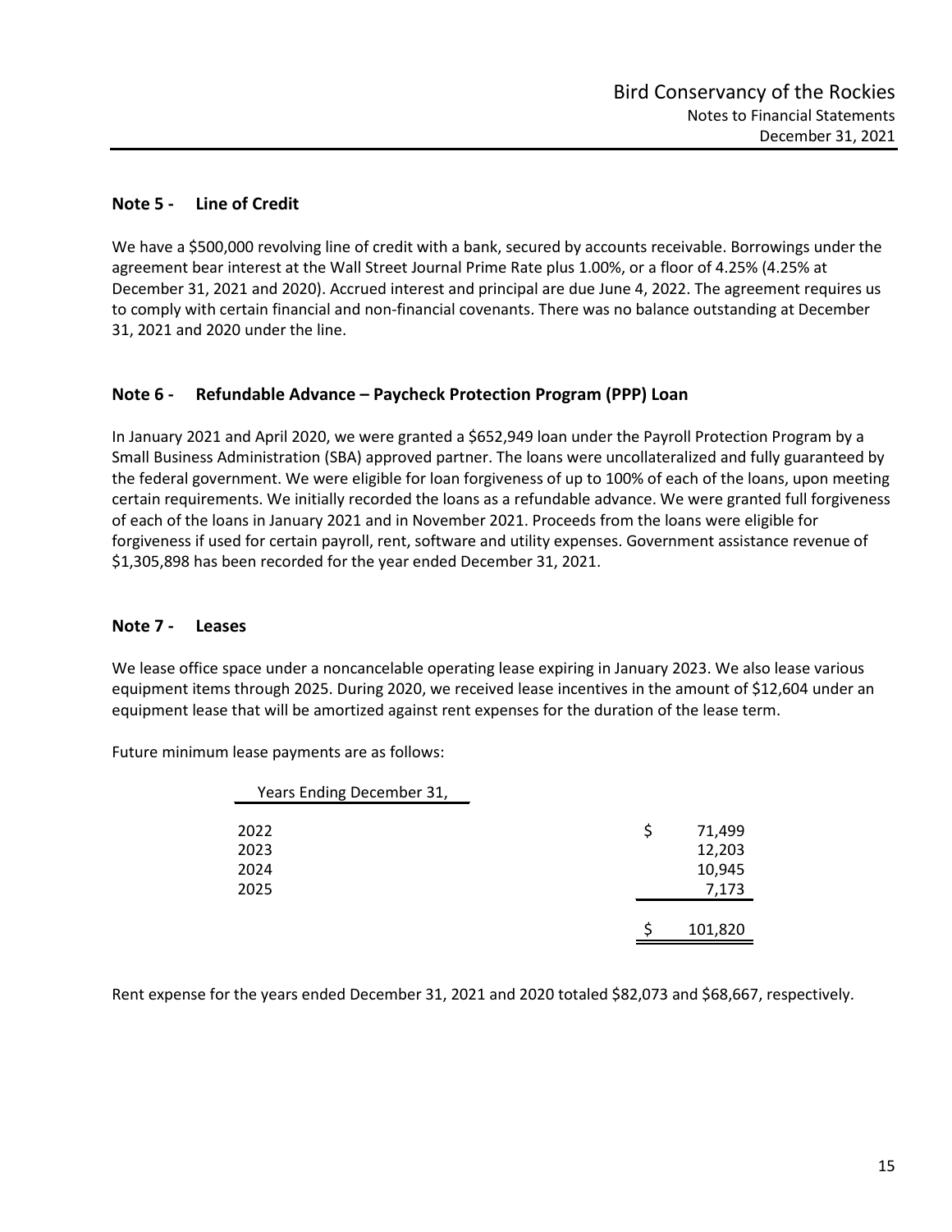## Note 5 - Line of Credit

We have a $500,000 revolving line of credit with a bank, secured by accounts receivable. Borrowings under the agreement bear interest at the Wall Street Journal Prime Rate plus 1.00%, or a floor of 4.25% (4.25% at December 31, 2021 and 2020). Accrued interest and principal are due June 4, 2022. The agreement requires us to comply with certain financial and non-financial covenants. There was no balance outstanding at December 31, 2021 and 2020 under the line.

## Note 6 - Refundable Advance – Paycheck Protection Program (PPP) Loan

In January 2021 and April 2020, we were granted a $652,949 loan under the Payroll Protection Program by a Small Business Administration (SBA) approved partner. The loans were uncollateralized and fully guaranteed by the federal government. We were eligible for loan forgiveness of up to 100% of each of the loans, upon meeting certain requirements. We initially recorded the loans as a refundable advance. We were granted full forgiveness of each of the loans in January 2021 and in November 2021. Proceeds from the loans were eligible for forgiveness if used for certain payroll, rent, software and utility expenses. Government assistance revenue of $1,305,898 has been recorded for the year ended December 31, 2021.

## Note 7 - Leases

We lease office space under a noncancelable operating lease expiring in January 2023. We also lease various equipment items through 2025. During 2020, we received lease incentives in the amount of $12,604 under an equipment lease that will be amortized against rent expenses for the duration of the lease term.

Future minimum lease payments are as follows:

| Years Ending December 31, | |
|---|---|
| 2022 | $ 71,499 |
| 2023 | 12,203 |
| 2024 | 10,945 |
| 2025 | 7,173 |
| | $ 101,820 |

Rent expense for the years ended December 31, 2021 and 2020 totaled $82,073 and $68,667, respectively.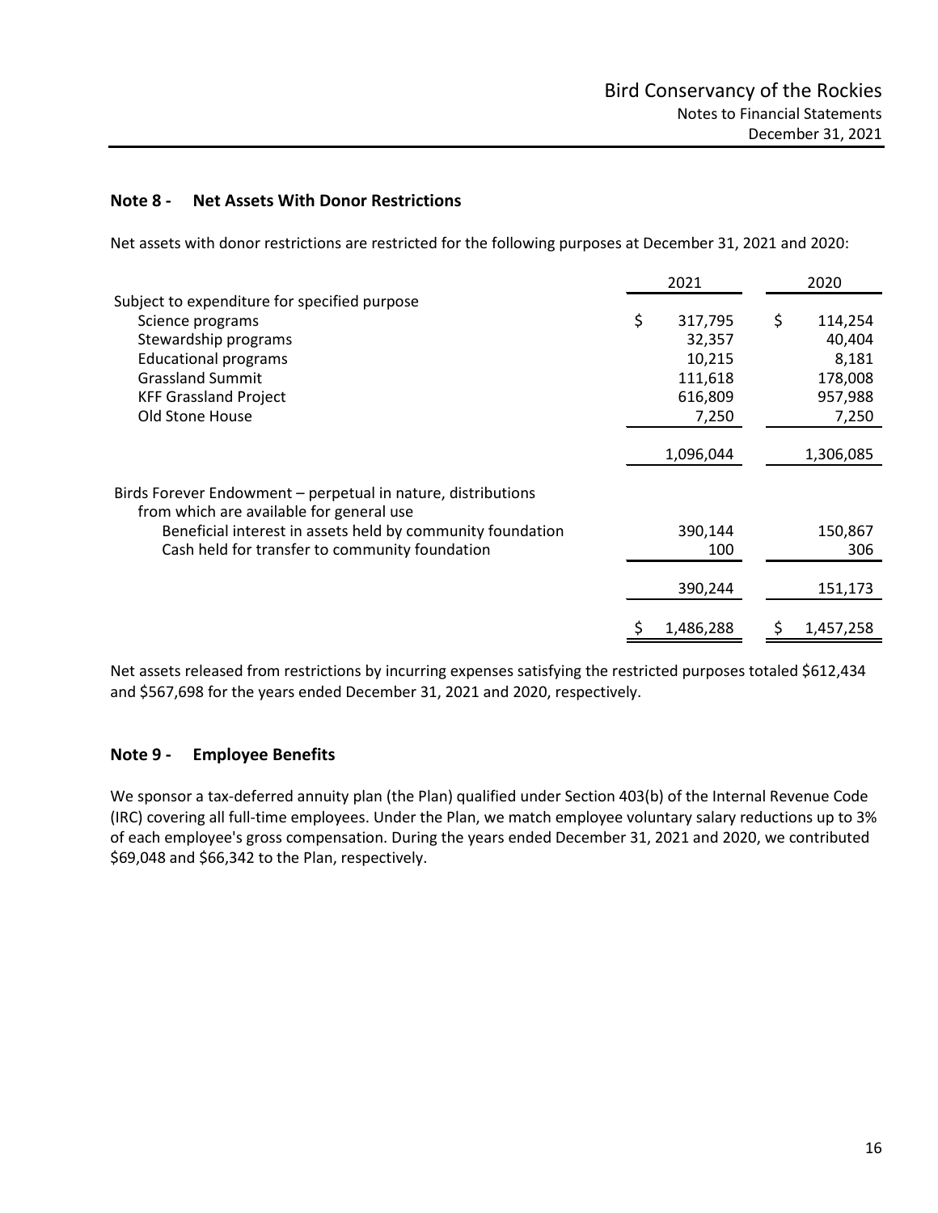## Note 8 - Net Assets With Donor Restrictions

Net assets with donor restrictions are restricted for the following purposes at December 31, 2021 and 2020:

| | 2021 | 2020 |
|---|---|---|
| Subject to expenditure for specified purpose | | |
| Science programs | $ 317,795 | $ 114,254 |
| Stewardship programs | 32,357 | 40,404 |
| Educational programs | 10,215 | 8,181 |
| Grassland Summit | 111,618 | 178,008 |
| KFF Grassland Project | 616,809 | 957,988 |
| Old Stone House | 7,250 | 7,250 |
| | 1,096,044 | 1,306,085 |
| Birds Forever Endowment – perpetual in nature, distributions from which are available for general use | | |
| Beneficial interest in assets held by community foundation | 390,144 | 150,867 |
| Cash held for transfer to community foundation | 100 | 306 |
| | 390,244 | 151,173 |
| | $ 1,486,288 | $ 1,457,258 |

Net assets released from restrictions by incurring expenses satisfying the restricted purposes totaled $612,434 and $567,698 for the years ended December 31, 2021 and 2020, respectively.

## Note 9 - Employee Benefits

We sponsor a tax-deferred annuity plan (the Plan) qualified under Section 403(b) of the Internal Revenue Code (IRC) covering all full-time employees. Under the Plan, we match employee voluntary salary reductions up to 3% of each employee's gross compensation. During the years ended December 31, 2021 and 2020, we contributed $69,048 and $66,342 to the Plan, respectively.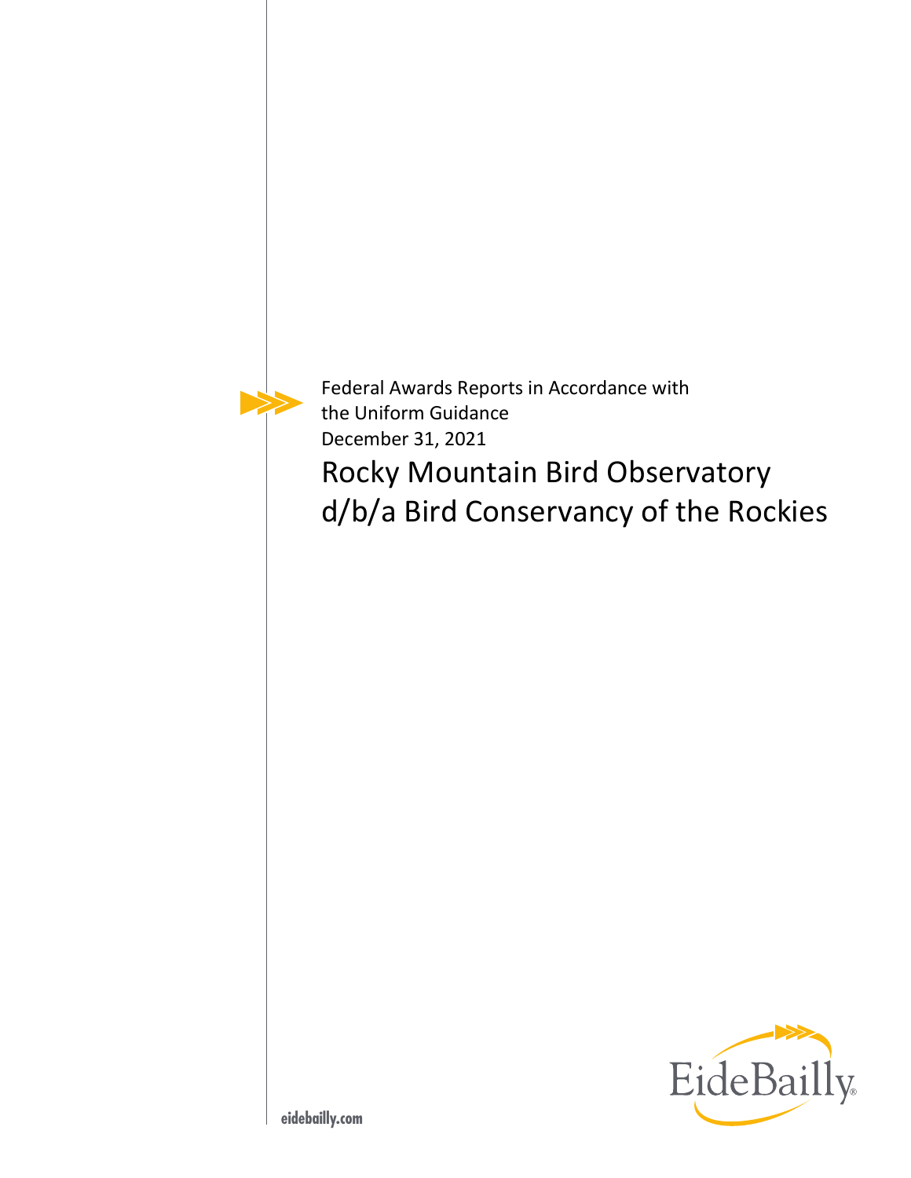Federal Awards Reports in Accordance with the Uniform Guidance
December 31, 2021

# Rocky Mountain Bird Observatory d/b/a Bird Conservancy of the Rockies

eidebailly.com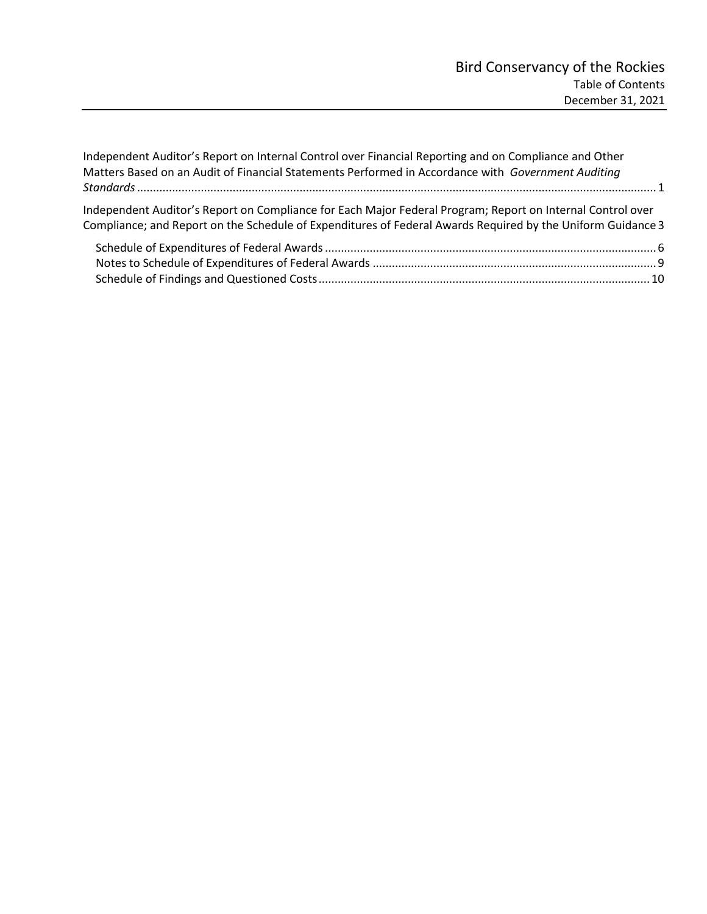# Bird Conservancy of the Rockies

Table of Contents

December 31, 2021

Independent Auditor's Report on Internal Control over Financial Reporting and on Compliance and Other Matters Based on an Audit of Financial Statements Performed in Accordance with *Government Auditing Standards* ..... 1

Independent Auditor's Report on Compliance for Each Major Federal Program; Report on Internal Control over Compliance; and Report on the Schedule of Expenditures of Federal Awards Required by the Uniform Guidance ..... 3

- Schedule of Expenditures of Federal Awards ..... 6
- Notes to Schedule of Expenditures of Federal Awards ..... 9
- Schedule of Findings and Questioned Costs ..... 10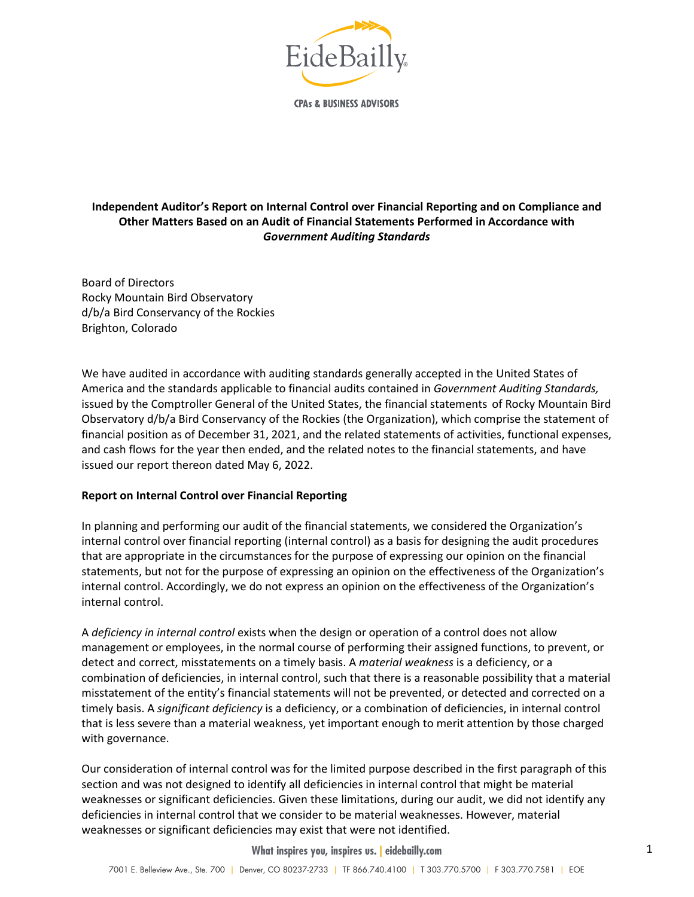**Independent Auditor's Report on Internal Control over Financial Reporting and on Compliance and Other Matters Based on an Audit of Financial Statements Performed in Accordance with *Government Auditing Standards***

Board of Directors
Rocky Mountain Bird Observatory
d/b/a Bird Conservancy of the Rockies
Brighton, Colorado

We have audited in accordance with auditing standards generally accepted in the United States of America and the standards applicable to financial audits contained in *Government Auditing Standards,* issued by the Comptroller General of the United States, the financial statements of Rocky Mountain Bird Observatory d/b/a Bird Conservancy of the Rockies (the Organization), which comprise the statement of financial position as of December 31, 2021, and the related statements of activities, functional expenses, and cash flows for the year then ended, and the related notes to the financial statements, and have issued our report thereon dated May 6, 2022.

**Report on Internal Control over Financial Reporting**

In planning and performing our audit of the financial statements, we considered the Organization's internal control over financial reporting (internal control) as a basis for designing the audit procedures that are appropriate in the circumstances for the purpose of expressing our opinion on the financial statements, but not for the purpose of expressing an opinion on the effectiveness of the Organization's internal control. Accordingly, we do not express an opinion on the effectiveness of the Organization's internal control.

A *deficiency in internal control* exists when the design or operation of a control does not allow management or employees, in the normal course of performing their assigned functions, to prevent, or detect and correct, misstatements on a timely basis. A *material weakness* is a deficiency, or a combination of deficiencies, in internal control, such that there is a reasonable possibility that a material misstatement of the entity's financial statements will not be prevented, or detected and corrected on a timely basis. A *significant deficiency* is a deficiency, or a combination of deficiencies, in internal control that is less severe than a material weakness, yet important enough to merit attention by those charged with governance.

Our consideration of internal control was for the limited purpose described in the first paragraph of this section and was not designed to identify all deficiencies in internal control that might be material weaknesses or significant deficiencies. Given these limitations, during our audit, we did not identify any deficiencies in internal control that we consider to be material weaknesses. However, material weaknesses or significant deficiencies may exist that were not identified.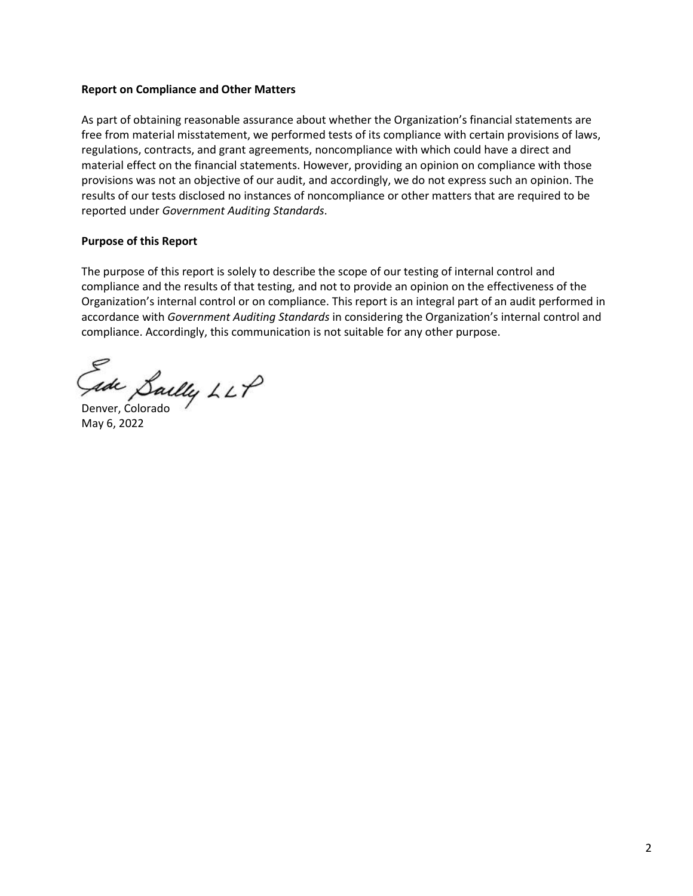**Report on Compliance and Other Matters**

As part of obtaining reasonable assurance about whether the Organization's financial statements are free from material misstatement, we performed tests of its compliance with certain provisions of laws, regulations, contracts, and grant agreements, noncompliance with which could have a direct and material effect on the financial statements. However, providing an opinion on compliance with those provisions was not an objective of our audit, and accordingly, we do not express such an opinion. The results of our tests disclosed no instances of noncompliance or other matters that are required to be reported under *Government Auditing Standards*.

**Purpose of this Report**

The purpose of this report is solely to describe the scope of our testing of internal control and compliance and the results of that testing, and not to provide an opinion on the effectiveness of the Organization's internal control or on compliance. This report is an integral part of an audit performed in accordance with *Government Auditing Standards* in considering the Organization's internal control and compliance. Accordingly, this communication is not suitable for any other purpose.

Eide Bailly LLP

Denver, Colorado
May 6, 2022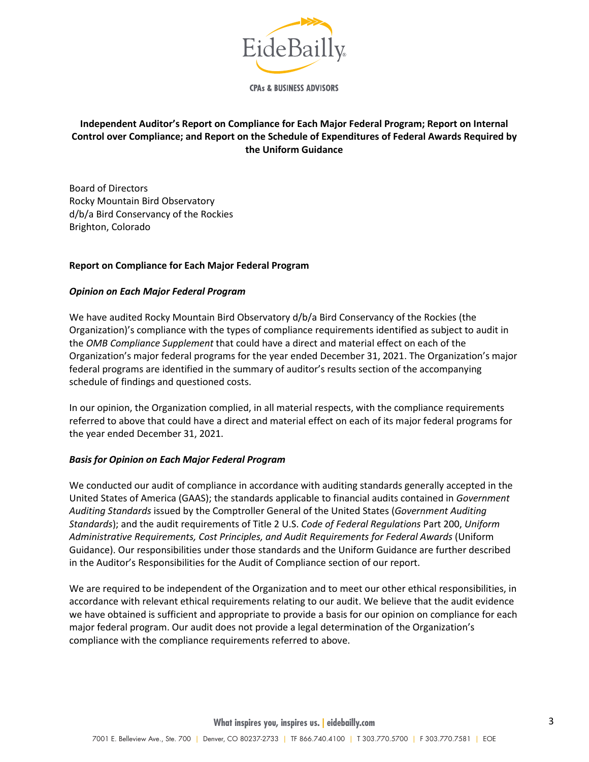## Independent Auditor's Report on Compliance for Each Major Federal Program; Report on Internal Control over Compliance; and Report on the Schedule of Expenditures of Federal Awards Required by the Uniform Guidance

Board of Directors
Rocky Mountain Bird Observatory
d/b/a Bird Conservancy of the Rockies
Brighton, Colorado

### Report on Compliance for Each Major Federal Program

#### *Opinion on Each Major Federal Program*

We have audited Rocky Mountain Bird Observatory d/b/a Bird Conservancy of the Rockies (the Organization)'s compliance with the types of compliance requirements identified as subject to audit in the *OMB Compliance Supplement* that could have a direct and material effect on each of the Organization's major federal programs for the year ended December 31, 2021. The Organization's major federal programs are identified in the summary of auditor's results section of the accompanying schedule of findings and questioned costs.

In our opinion, the Organization complied, in all material respects, with the compliance requirements referred to above that could have a direct and material effect on each of its major federal programs for the year ended December 31, 2021.

#### *Basis for Opinion on Each Major Federal Program*

We conducted our audit of compliance in accordance with auditing standards generally accepted in the United States of America (GAAS); the standards applicable to financial audits contained in *Government Auditing Standards* issued by the Comptroller General of the United States (*Government Auditing Standards*); and the audit requirements of Title 2 U.S. *Code of Federal Regulations* Part 200, *Uniform Administrative Requirements, Cost Principles, and Audit Requirements for Federal Awards* (Uniform Guidance). Our responsibilities under those standards and the Uniform Guidance are further described in the Auditor's Responsibilities for the Audit of Compliance section of our report.

We are required to be independent of the Organization and to meet our other ethical responsibilities, in accordance with relevant ethical requirements relating to our audit. We believe that the audit evidence we have obtained is sufficient and appropriate to provide a basis for our opinion on compliance for each major federal program. Our audit does not provide a legal determination of the Organization's compliance with the compliance requirements referred to above.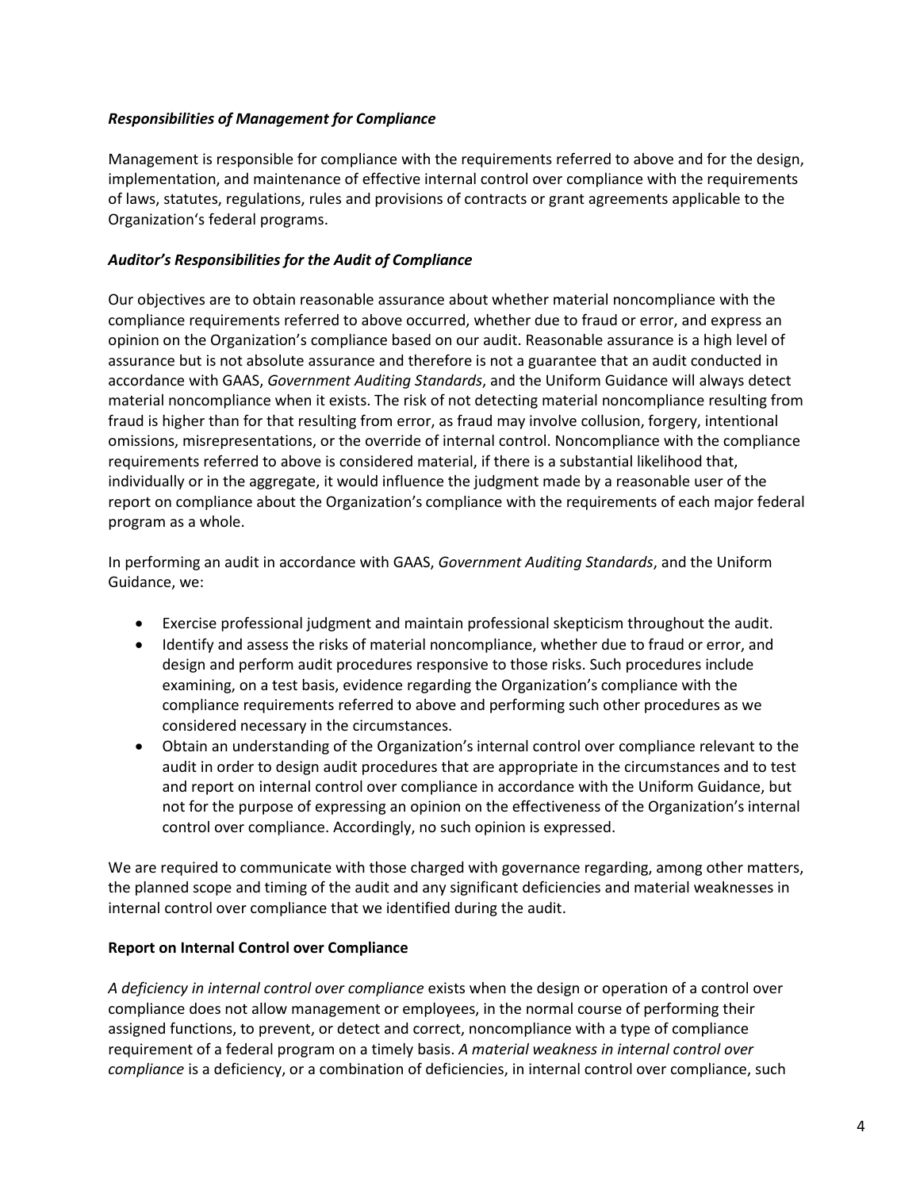***Responsibilities of Management for Compliance***

Management is responsible for compliance with the requirements referred to above and for the design, implementation, and maintenance of effective internal control over compliance with the requirements of laws, statutes, regulations, rules and provisions of contracts or grant agreements applicable to the Organization's federal programs.

***Auditor's Responsibilities for the Audit of Compliance***

Our objectives are to obtain reasonable assurance about whether material noncompliance with the compliance requirements referred to above occurred, whether due to fraud or error, and express an opinion on the Organization's compliance based on our audit. Reasonable assurance is a high level of assurance but is not absolute assurance and therefore is not a guarantee that an audit conducted in accordance with GAAS, *Government Auditing Standards*, and the Uniform Guidance will always detect material noncompliance when it exists. The risk of not detecting material noncompliance resulting from fraud is higher than for that resulting from error, as fraud may involve collusion, forgery, intentional omissions, misrepresentations, or the override of internal control. Noncompliance with the compliance requirements referred to above is considered material, if there is a substantial likelihood that, individually or in the aggregate, it would influence the judgment made by a reasonable user of the report on compliance about the Organization's compliance with the requirements of each major federal program as a whole.

In performing an audit in accordance with GAAS, *Government Auditing Standards*, and the Uniform Guidance, we:

- Exercise professional judgment and maintain professional skepticism throughout the audit.
- Identify and assess the risks of material noncompliance, whether due to fraud or error, and design and perform audit procedures responsive to those risks. Such procedures include examining, on a test basis, evidence regarding the Organization's compliance with the compliance requirements referred to above and performing such other procedures as we considered necessary in the circumstances.
- Obtain an understanding of the Organization's internal control over compliance relevant to the audit in order to design audit procedures that are appropriate in the circumstances and to test and report on internal control over compliance in accordance with the Uniform Guidance, but not for the purpose of expressing an opinion on the effectiveness of the Organization's internal control over compliance. Accordingly, no such opinion is expressed.

We are required to communicate with those charged with governance regarding, among other matters, the planned scope and timing of the audit and any significant deficiencies and material weaknesses in internal control over compliance that we identified during the audit.

**Report on Internal Control over Compliance**

*A deficiency in internal control over compliance* exists when the design or operation of a control over compliance does not allow management or employees, in the normal course of performing their assigned functions, to prevent, or detect and correct, noncompliance with a type of compliance requirement of a federal program on a timely basis. *A material weakness in internal control over compliance* is a deficiency, or a combination of deficiencies, in internal control over compliance, such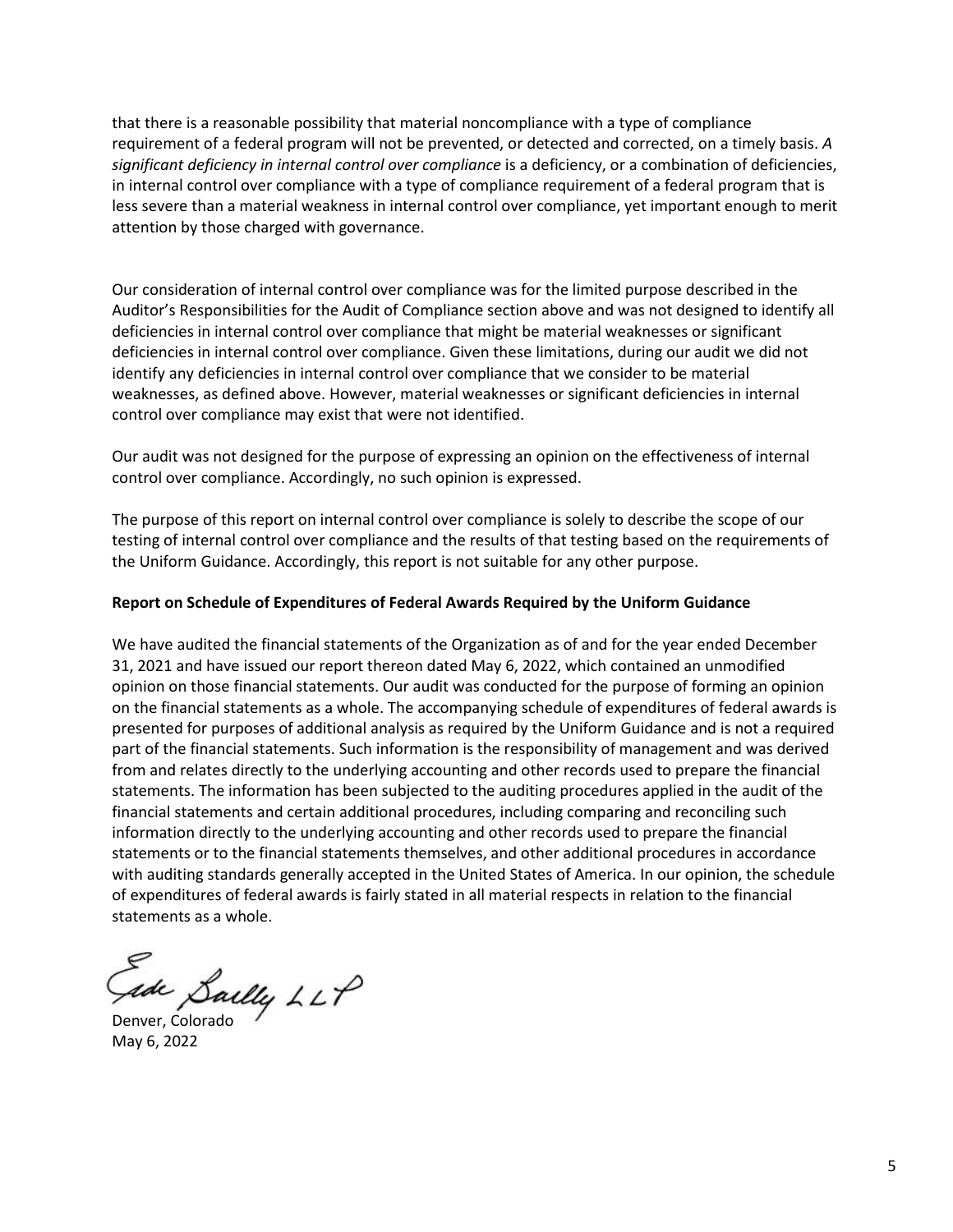that there is a reasonable possibility that material noncompliance with a type of compliance requirement of a federal program will not be prevented, or detected and corrected, on a timely basis. *A significant deficiency in internal control over compliance* is a deficiency, or a combination of deficiencies, in internal control over compliance with a type of compliance requirement of a federal program that is less severe than a material weakness in internal control over compliance, yet important enough to merit attention by those charged with governance.

Our consideration of internal control over compliance was for the limited purpose described in the Auditor's Responsibilities for the Audit of Compliance section above and was not designed to identify all deficiencies in internal control over compliance that might be material weaknesses or significant deficiencies in internal control over compliance. Given these limitations, during our audit we did not identify any deficiencies in internal control over compliance that we consider to be material weaknesses, as defined above. However, material weaknesses or significant deficiencies in internal control over compliance may exist that were not identified.

Our audit was not designed for the purpose of expressing an opinion on the effectiveness of internal control over compliance. Accordingly, no such opinion is expressed.

The purpose of this report on internal control over compliance is solely to describe the scope of our testing of internal control over compliance and the results of that testing based on the requirements of the Uniform Guidance. Accordingly, this report is not suitable for any other purpose.

**Report on Schedule of Expenditures of Federal Awards Required by the Uniform Guidance**

We have audited the financial statements of the Organization as of and for the year ended December 31, 2021 and have issued our report thereon dated May 6, 2022, which contained an unmodified opinion on those financial statements. Our audit was conducted for the purpose of forming an opinion on the financial statements as a whole. The accompanying schedule of expenditures of federal awards is presented for purposes of additional analysis as required by the Uniform Guidance and is not a required part of the financial statements. Such information is the responsibility of management and was derived from and relates directly to the underlying accounting and other records used to prepare the financial statements. The information has been subjected to the auditing procedures applied in the audit of the financial statements and certain additional procedures, including comparing and reconciling such information directly to the underlying accounting and other records used to prepare the financial statements or to the financial statements themselves, and other additional procedures in accordance with auditing standards generally accepted in the United States of America. In our opinion, the schedule of expenditures of federal awards is fairly stated in all material respects in relation to the financial statements as a whole.

Eide Bailly LLP

Denver, Colorado
May 6, 2022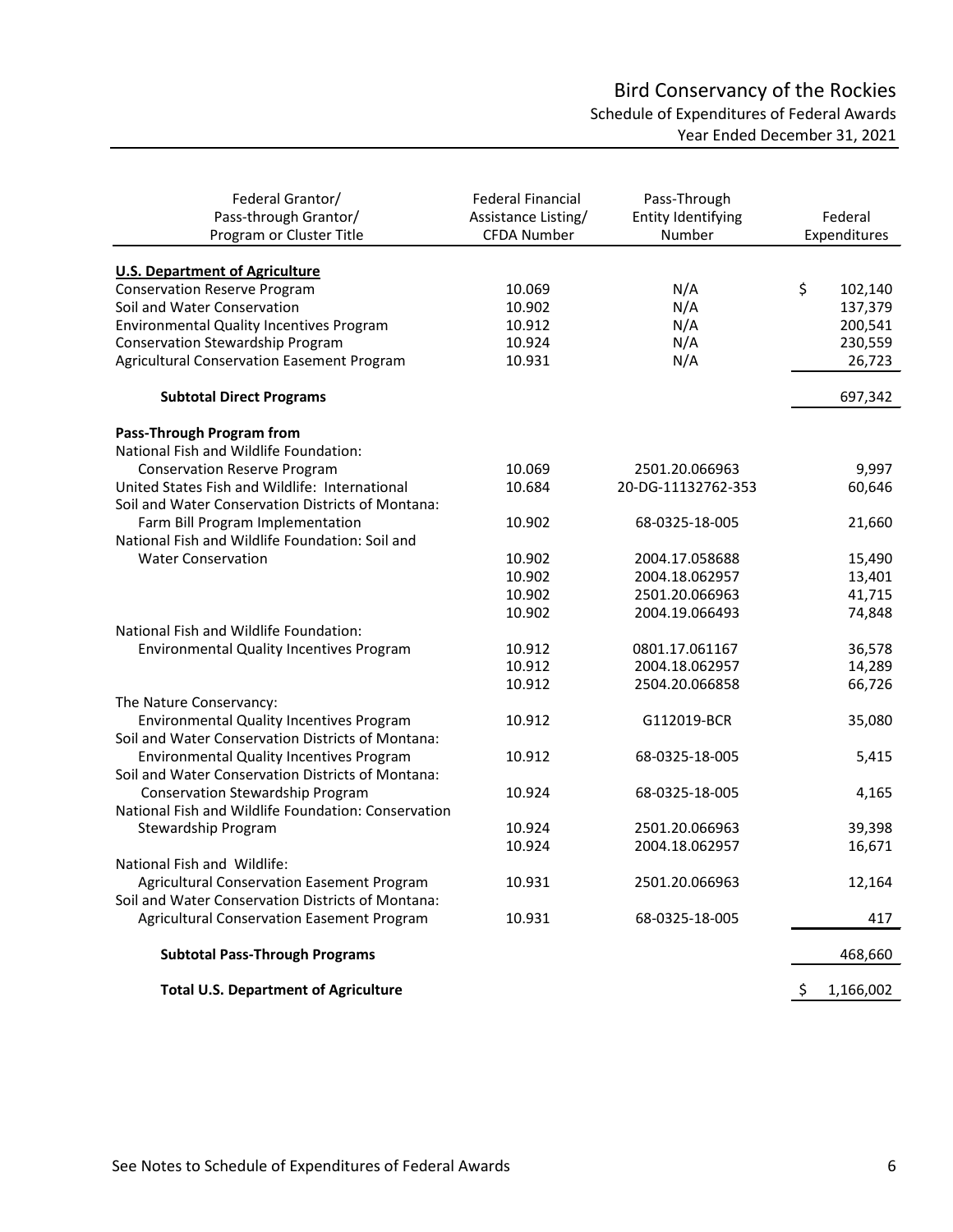# Bird Conservancy of the Rockies

## Schedule of Expenditures of Federal Awards

### Year Ended December 31, 2021

| Federal Grantor/ Pass-through Grantor/ Program or Cluster Title | Federal Financial Assistance Listing/ CFDA Number | Pass-Through Entity Identifying Number | Federal Expenditures |
|---|---|---|---|
| **U.S. Department of Agriculture** | | | |
| Conservation Reserve Program | 10.069 | N/A | $ 102,140 |
| Soil and Water Conservation | 10.902 | N/A | 137,379 |
| Environmental Quality Incentives Program | 10.912 | N/A | 200,541 |
| Conservation Stewardship Program | 10.924 | N/A | 230,559 |
| Agricultural Conservation Easement Program | 10.931 | N/A | 26,723 |
| **Subtotal Direct Programs** | | | 697,342 |
| **Pass-Through Program from** | | | |
| National Fish and Wildlife Foundation: Conservation Reserve Program | 10.069 | 2501.20.066963 | 9,997 |
| United States Fish and Wildlife: International | 10.684 | 20-DG-11132762-353 | 60,646 |
| Soil and Water Conservation Districts of Montana: Farm Bill Program Implementation | 10.902 | 68-0325-18-005 | 21,660 |
| National Fish and Wildlife Foundation: Soil and Water Conservation | 10.902 | 2004.17.058688 | 15,490 |
| | 10.902 | 2004.18.062957 | 13,401 |
| | 10.902 | 2501.20.066963 | 41,715 |
| | 10.902 | 2004.19.066493 | 74,848 |
| National Fish and Wildlife Foundation: Environmental Quality Incentives Program | 10.912 | 0801.17.061167 | 36,578 |
| | 10.912 | 2004.18.062957 | 14,289 |
| | 10.912 | 2504.20.066858 | 66,726 |
| The Nature Conservancy: Environmental Quality Incentives Program | 10.912 | G112019-BCR | 35,080 |
| Soil and Water Conservation Districts of Montana: Environmental Quality Incentives Program | 10.912 | 68-0325-18-005 | 5,415 |
| Soil and Water Conservation Districts of Montana: Conservation Stewardship Program | 10.924 | 68-0325-18-005 | 4,165 |
| National Fish and Wildlife Foundation: Conservation Stewardship Program | 10.924 | 2501.20.066963 | 39,398 |
| | 10.924 | 2004.18.062957 | 16,671 |
| National Fish and Wildlife: Agricultural Conservation Easement Program | 10.931 | 2501.20.066963 | 12,164 |
| Soil and Water Conservation Districts of Montana: Agricultural Conservation Easement Program | 10.931 | 68-0325-18-005 | 417 |
| **Subtotal Pass-Through Programs** | | | 468,660 |
| **Total U.S. Department of Agriculture** | | | $ 1,166,002 |

See Notes to Schedule of Expenditures of Federal Awards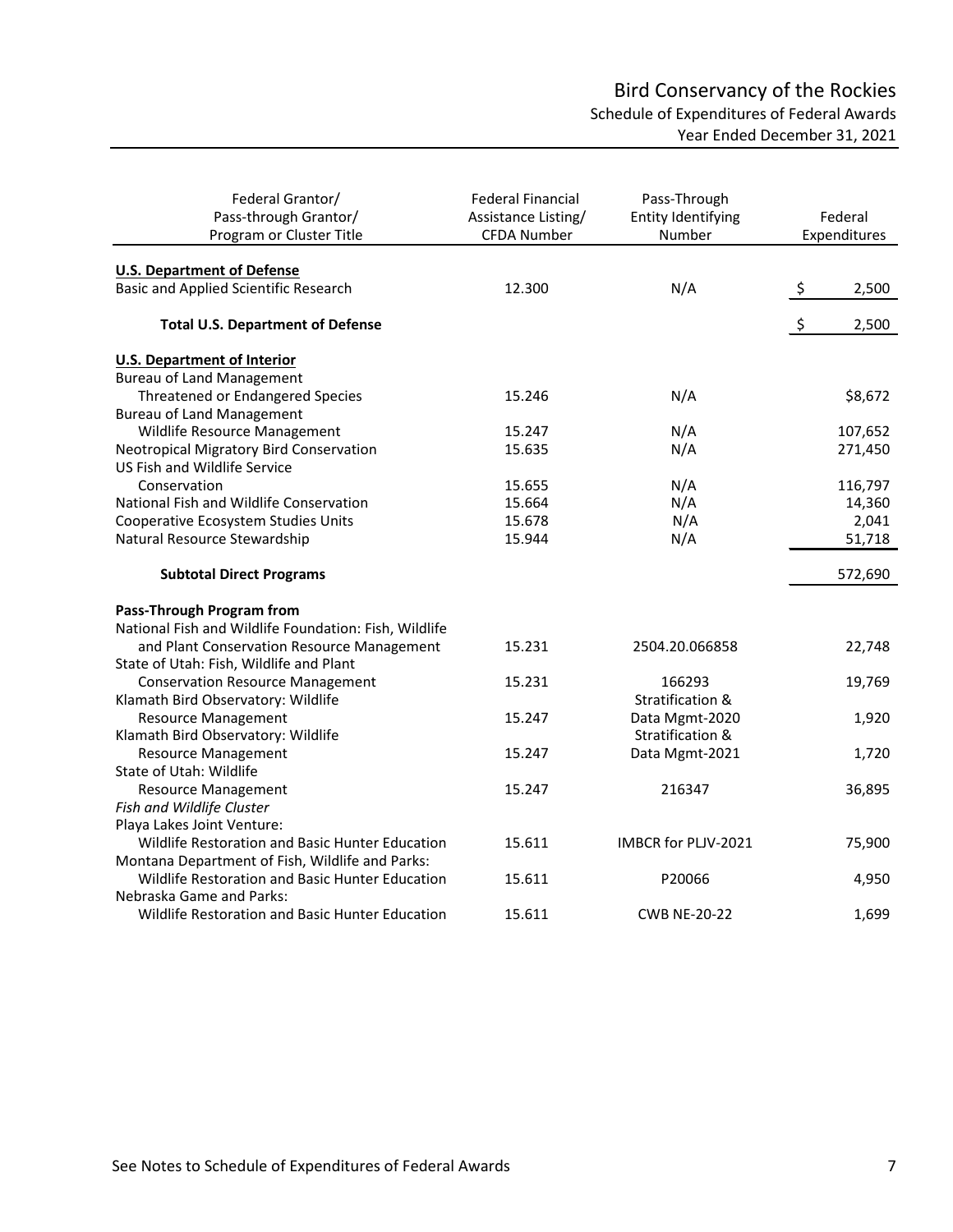# Bird Conservancy of the Rockies

## Schedule of Expenditures of Federal Awards

### Year Ended December 31, 2021

| Federal Grantor/ Pass-through Grantor/ Program or Cluster Title | Federal Financial Assistance Listing/ CFDA Number | Pass-Through Entity Identifying Number | Federal Expenditures |
|---|---|---|---|
| **U.S. Department of Defense** | | | |
| Basic and Applied Scientific Research | 12.300 | N/A | $ 2,500 |
| **Total U.S. Department of Defense** | | | $ 2,500 |
| **U.S. Department of Interior** | | | |
| Bureau of Land Management | | | |
| Threatened or Endangered Species | 15.246 | N/A | $8,672 |
| Bureau of Land Management | | | |
| Wildlife Resource Management | 15.247 | N/A | 107,652 |
| Neotropical Migratory Bird Conservation | 15.635 | N/A | 271,450 |
| US Fish and Wildlife Service | | | |
| Conservation | 15.655 | N/A | 116,797 |
| National Fish and Wildlife Conservation | 15.664 | N/A | 14,360 |
| Cooperative Ecosystem Studies Units | 15.678 | N/A | 2,041 |
| Natural Resource Stewardship | 15.944 | N/A | 51,718 |
| **Subtotal Direct Programs** | | | 572,690 |
| **Pass-Through Program from** | | | |
| National Fish and Wildlife Foundation: Fish, Wildlife and Plant Conservation Resource Management | 15.231 | 2504.20.066858 | 22,748 |
| State of Utah: Fish, Wildlife and Plant Conservation Resource Management | 15.231 | 166293 | 19,769 |
| Klamath Bird Observatory: Wildlife Resource Management | 15.247 | Stratification & Data Mgmt-2020 | 1,920 |
| Klamath Bird Observatory: Wildlife Resource Management | 15.247 | Stratification & Data Mgmt-2021 | 1,720 |
| State of Utah: Wildlife Resource Management | 15.247 | 216347 | 36,895 |
| *Fish and Wildlife Cluster* | | | |
| Playa Lakes Joint Venture: Wildlife Restoration and Basic Hunter Education | 15.611 | IMBCR for PLJV-2021 | 75,900 |
| Montana Department of Fish, Wildlife and Parks: Wildlife Restoration and Basic Hunter Education | 15.611 | P20066 | 4,950 |
| Nebraska Game and Parks: Wildlife Restoration and Basic Hunter Education | 15.611 | CWB NE-20-22 | 1,699 |

See Notes to Schedule of Expenditures of Federal Awards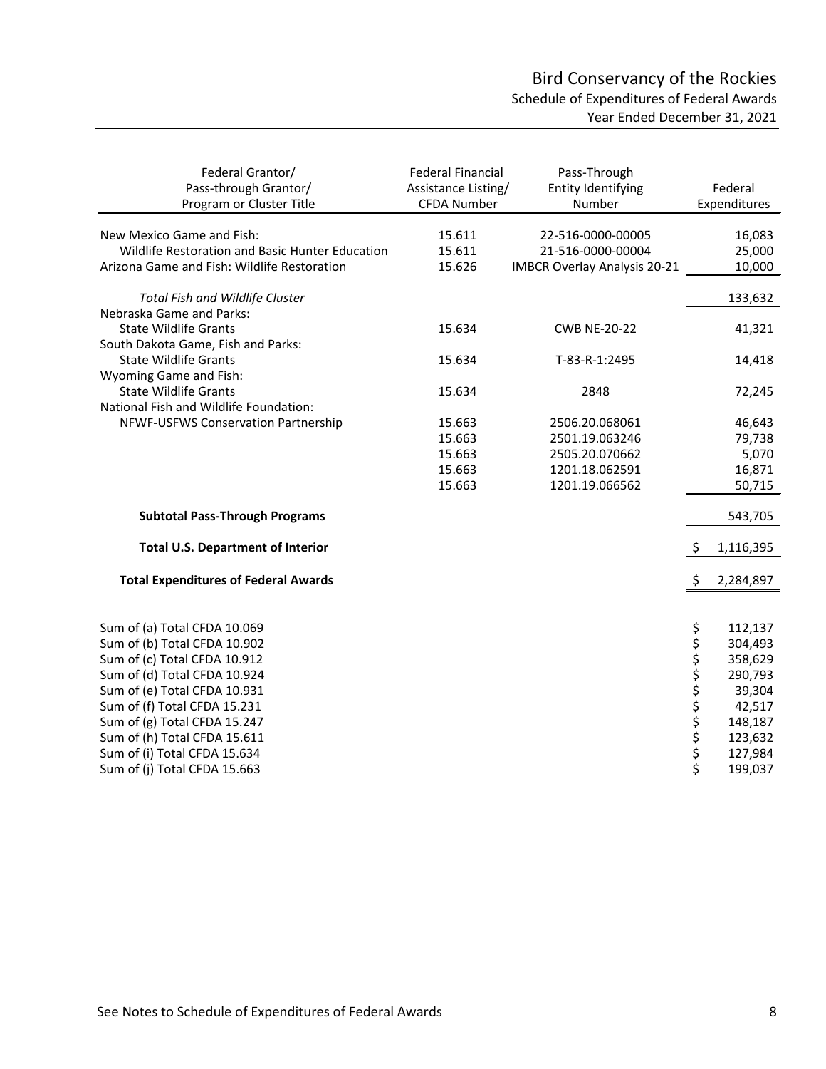# Bird Conservancy of the Rockies

## Schedule of Expenditures of Federal Awards

### Year Ended December 31, 2021

| Federal Grantor/ Pass-through Grantor/ Program or Cluster Title | Federal Financial Assistance Listing/ CFDA Number | Pass-Through Entity Identifying Number | Federal Expenditures |
|---|---|---|---|
| New Mexico Game and Fish: | 15.611 | 22-516-0000-00005 | 16,083 |
| Wildlife Restoration and Basic Hunter Education | 15.611 | 21-516-0000-00004 | 25,000 |
| Arizona Game and Fish: Wildlife Restoration | 15.626 | IMBCR Overlay Analysis 20-21 | 10,000 |
| *Total Fish and Wildlife Cluster* | | | 133,632 |
| Nebraska Game and Parks: | | | |
| State Wildlife Grants | 15.634 | CWB NE-20-22 | 41,321 |
| South Dakota Game, Fish and Parks: | | | |
| State Wildlife Grants | 15.634 | T-83-R-1:2495 | 14,418 |
| Wyoming Game and Fish: | | | |
| State Wildlife Grants | 15.634 | 2848 | 72,245 |
| National Fish and Wildlife Foundation: | | | |
| NFWF-USFWS Conservation Partnership | 15.663 | 2506.20.068061 | 46,643 |
| | 15.663 | 2501.19.063246 | 79,738 |
| | 15.663 | 2505.20.070662 | 5,070 |
| | 15.663 | 1201.18.062591 | 16,871 |
| | 15.663 | 1201.19.066562 | 50,715 |
| **Subtotal Pass-Through Programs** | | | 543,705 |
| **Total U.S. Department of Interior** | | | $ 1,116,395 |
| **Total Expenditures of Federal Awards** | | | $ 2,284,897 |

| | |
|---|---|
| Sum of (a) Total CFDA 10.069 | $ 112,137 |
| Sum of (b) Total CFDA 10.902 | $ 304,493 |
| Sum of (c) Total CFDA 10.912 | $ 358,629 |
| Sum of (d) Total CFDA 10.924 | $ 290,793 |
| Sum of (e) Total CFDA 10.931 | $ 39,304 |
| Sum of (f) Total CFDA 15.231 | $ 42,517 |
| Sum of (g) Total CFDA 15.247 | $ 148,187 |
| Sum of (h) Total CFDA 15.611 | $ 123,632 |
| Sum of (i) Total CFDA 15.634 | $ 127,984 |
| Sum of (j) Total CFDA 15.663 | $ 199,037 |

See Notes to Schedule of Expenditures of Federal Awards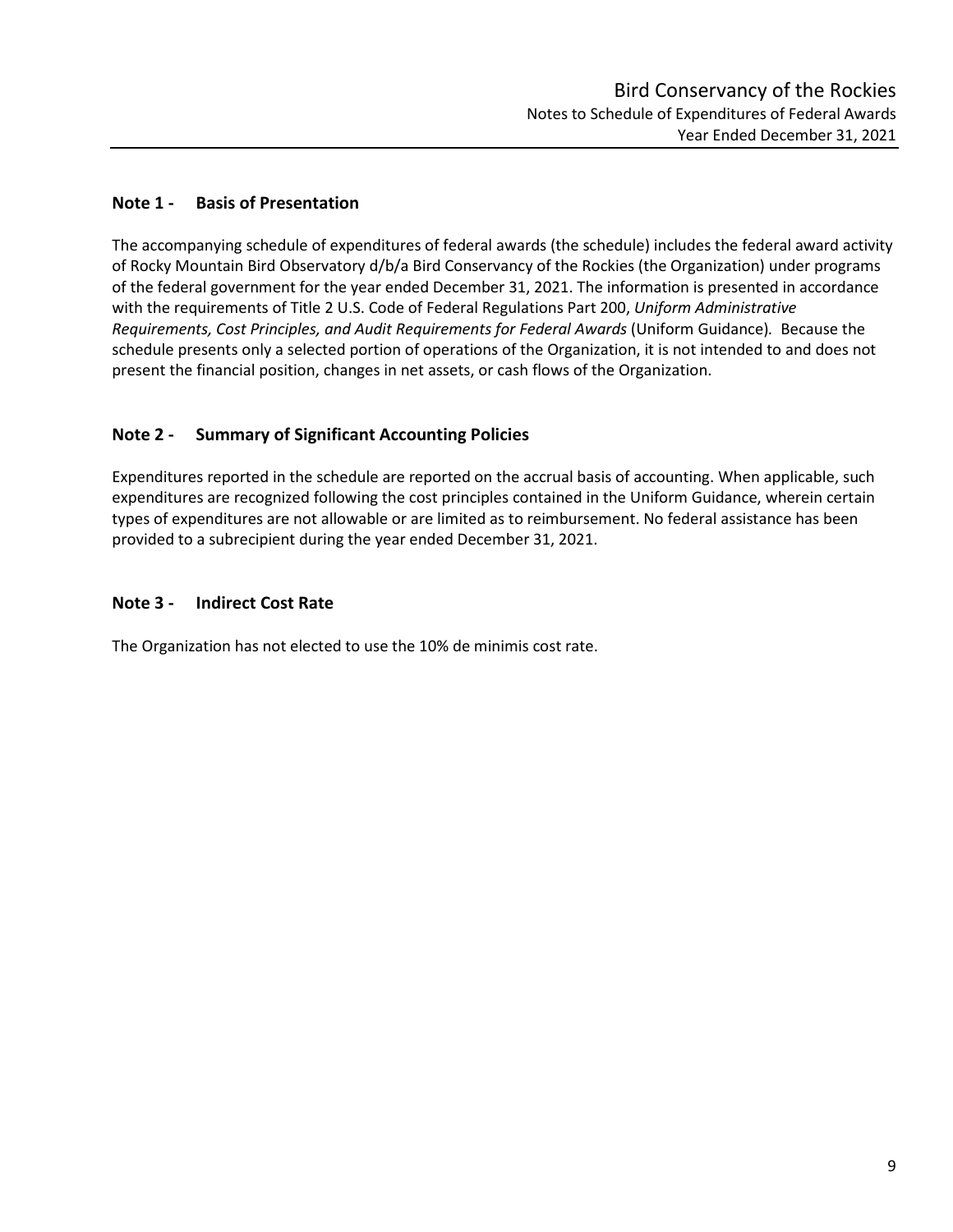## Note 1 - Basis of Presentation

The accompanying schedule of expenditures of federal awards (the schedule) includes the federal award activity of Rocky Mountain Bird Observatory d/b/a Bird Conservancy of the Rockies (the Organization) under programs of the federal government for the year ended December 31, 2021. The information is presented in accordance with the requirements of Title 2 U.S. Code of Federal Regulations Part 200, *Uniform Administrative Requirements, Cost Principles, and Audit Requirements for Federal Awards* (Uniform Guidance). Because the schedule presents only a selected portion of operations of the Organization, it is not intended to and does not present the financial position, changes in net assets, or cash flows of the Organization.

## Note 2 - Summary of Significant Accounting Policies

Expenditures reported in the schedule are reported on the accrual basis of accounting. When applicable, such expenditures are recognized following the cost principles contained in the Uniform Guidance, wherein certain types of expenditures are not allowable or are limited as to reimbursement. No federal assistance has been provided to a subrecipient during the year ended December 31, 2021.

## Note 3 - Indirect Cost Rate

The Organization has not elected to use the 10% de minimis cost rate.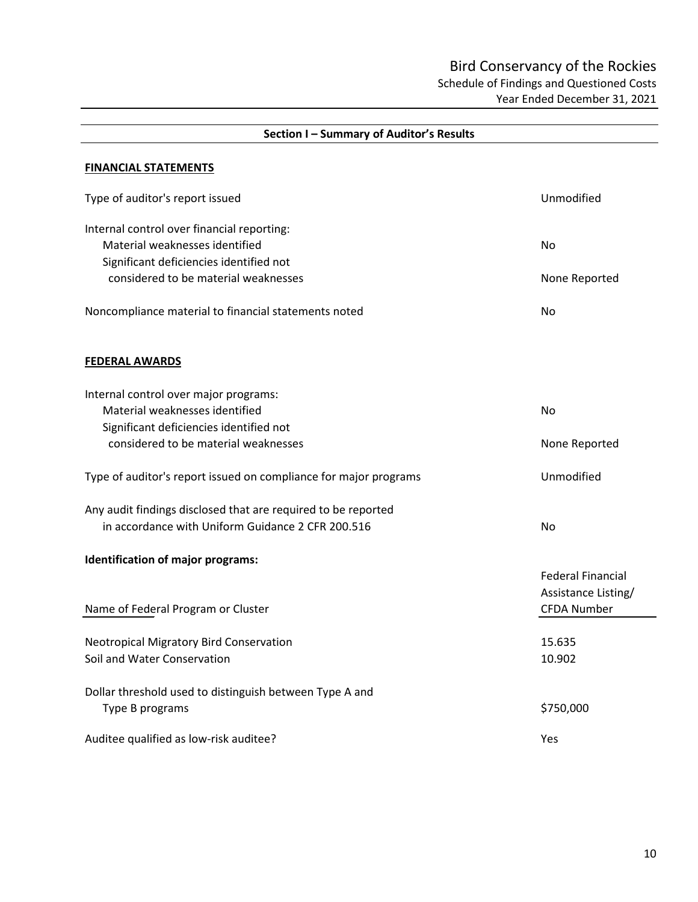# Bird Conservancy of the Rockies

Schedule of Findings and Questioned Costs

Year Ended December 31, 2021

## Section I – Summary of Auditor's Results

**FINANCIAL STATEMENTS**

| | |
|---|---|
| Type of auditor's report issued | Unmodified |
| Internal control over financial reporting: | |
| Material weaknesses identified | No |
| Significant deficiencies identified not considered to be material weaknesses | None Reported |
| Noncompliance material to financial statements noted | No |

**FEDERAL AWARDS**

| | |
|---|---|
| Internal control over major programs: | |
| Material weaknesses identified | No |
| Significant deficiencies identified not considered to be material weaknesses | None Reported |
| Type of auditor's report issued on compliance for major programs | Unmodified |
| Any audit findings disclosed that are required to be reported in accordance with Uniform Guidance 2 CFR 200.516 | No |

**Identification of major programs:**

| Name of Federal Program or Cluster | Federal Financial Assistance Listing/ CFDA Number |
|---|---|
| Neotropical Migratory Bird Conservation | 15.635 |
| Soil and Water Conservation | 10.902 |

| | |
|---|---|
| Dollar threshold used to distinguish between Type A and Type B programs | \$750,000 |
| Auditee qualified as low-risk auditee? | Yes |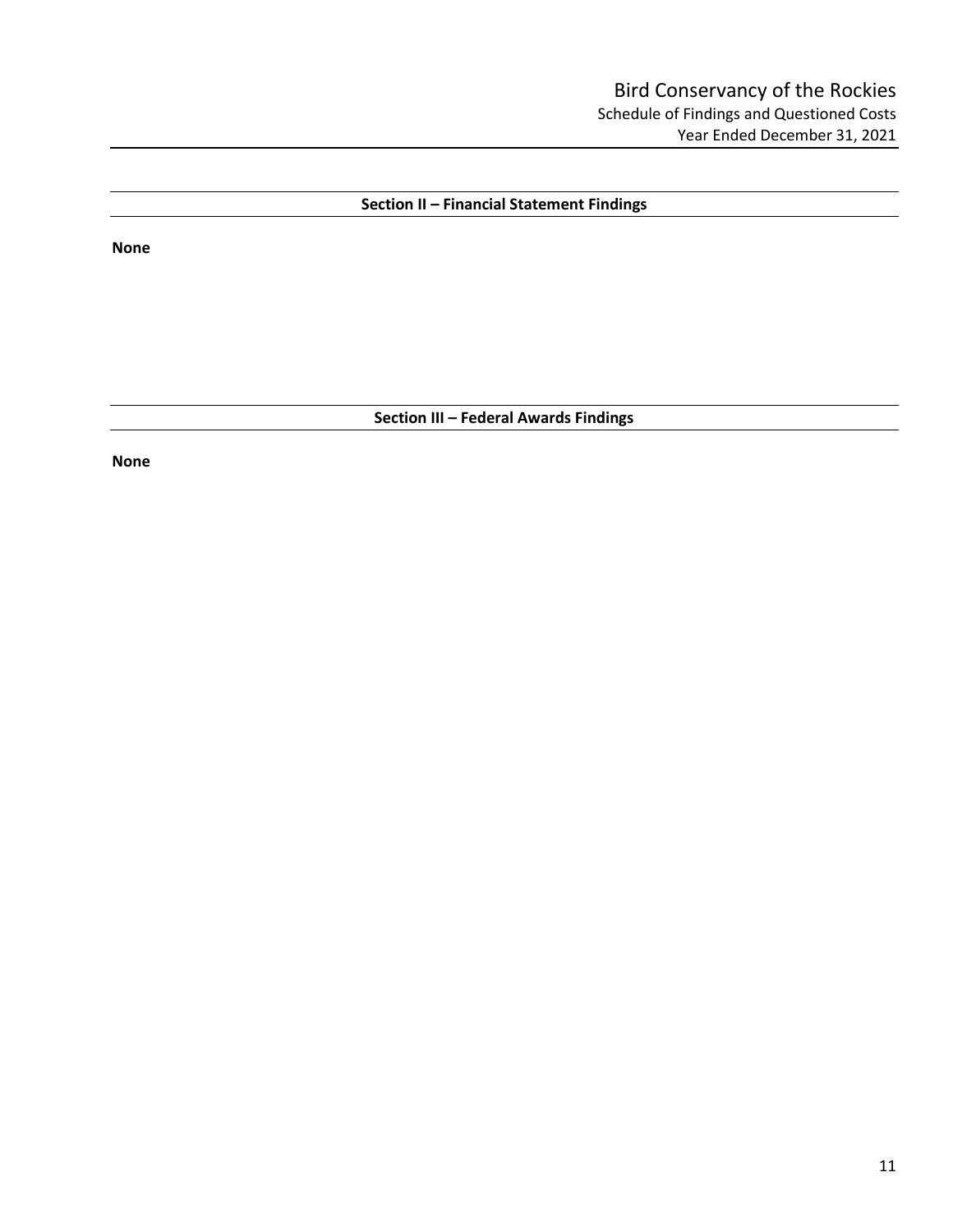## Section II – Financial Statement Findings

**None**

## Section III – Federal Awards Findings

**None**